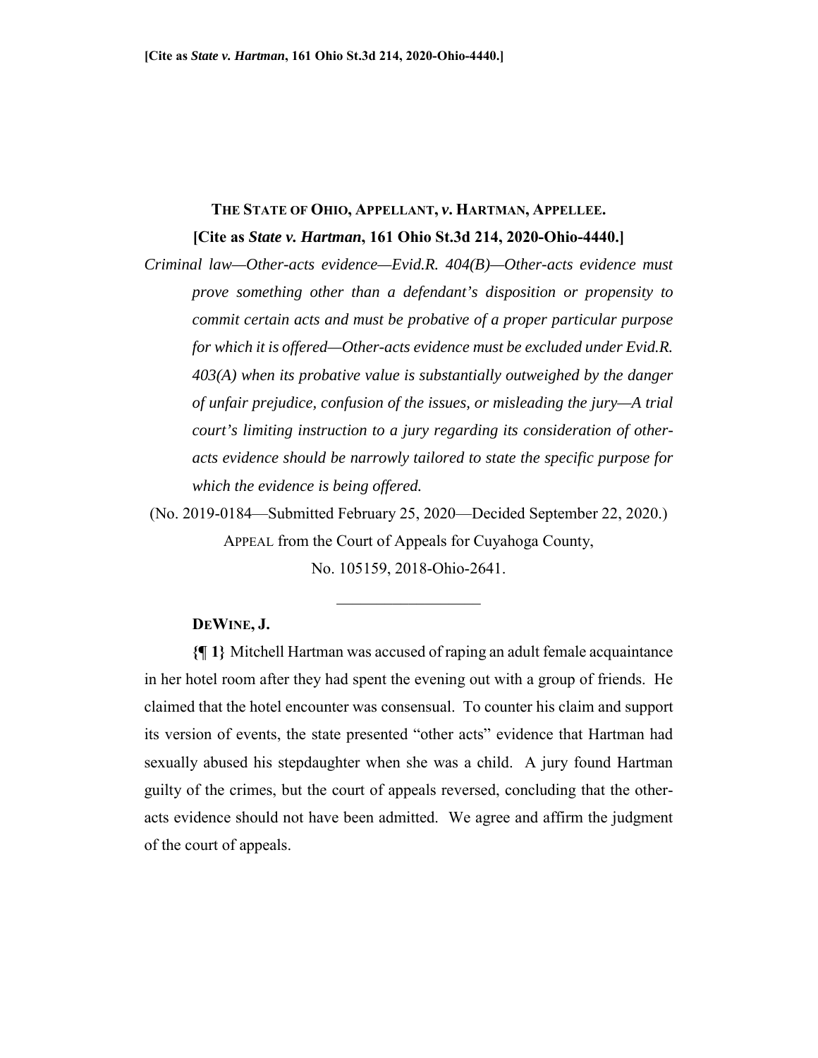**[Cite as *State v. Hartman*, 161 Ohio St.3d 214, 2020-Ohio-4440.]**

# THE STATE OF OHIO, APPELLANT, *v.* HARTMAN, APPELLEE.

**[Cite as *State v. Hartman*, 161 Ohio St.3d 214, 2020-Ohio-4440.]**

*Criminal law—Other-acts evidence—Evid.R. 404(B)—Other-acts evidence must prove something other than a defendant's disposition or propensity to commit certain acts and must be probative of a proper particular purpose for which it is offered—Other-acts evidence must be excluded under Evid.R. 403(A) when its probative value is substantially outweighed by the danger of unfair prejudice, confusion of the issues, or misleading the jury—A trial court's limiting instruction to a jury regarding its consideration of other-acts evidence should be narrowly tailored to state the specific purpose for which the evidence is being offered.*

(No. 2019-0184—Submitted February 25, 2020—Decided September 22, 2020.)

APPEAL from the Court of Appeals for Cuyahoga County,

No. 105159, 2018-Ohio-2641.

---

**DEWINE, J.**

**{¶ 1}** Mitchell Hartman was accused of raping an adult female acquaintance in her hotel room after they had spent the evening out with a group of friends. He claimed that the hotel encounter was consensual. To counter his claim and support its version of events, the state presented "other acts" evidence that Hartman had sexually abused his stepdaughter when she was a child. A jury found Hartman guilty of the crimes, but the court of appeals reversed, concluding that the other-acts evidence should not have been admitted. We agree and affirm the judgment of the court of appeals.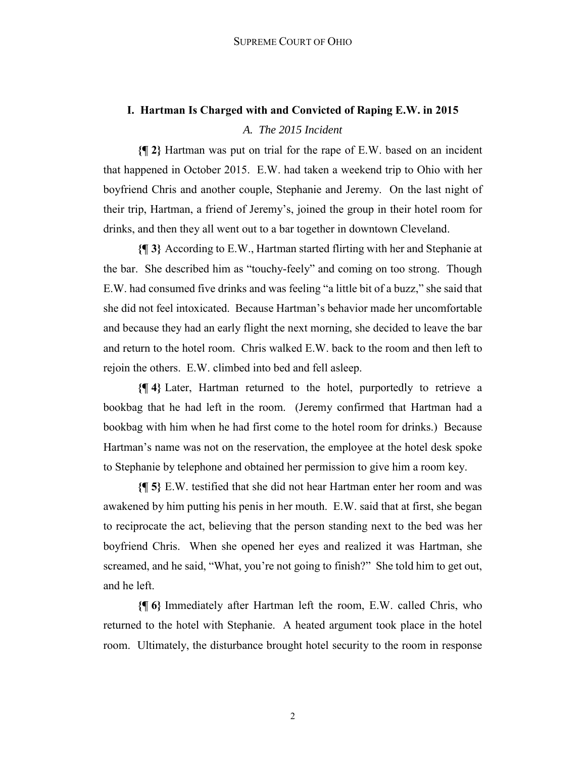## I. Hartman Is Charged with and Convicted of Raping E.W. in 2015

### *A. The 2015 Incident*

**{¶ 2}** Hartman was put on trial for the rape of E.W. based on an incident that happened in October 2015. E.W. had taken a weekend trip to Ohio with her boyfriend Chris and another couple, Stephanie and Jeremy. On the last night of their trip, Hartman, a friend of Jeremy's, joined the group in their hotel room for drinks, and then they all went out to a bar together in downtown Cleveland.

**{¶ 3}** According to E.W., Hartman started flirting with her and Stephanie at the bar. She described him as "touchy-feely" and coming on too strong. Though E.W. had consumed five drinks and was feeling "a little bit of a buzz," she said that she did not feel intoxicated. Because Hartman's behavior made her uncomfortable and because they had an early flight the next morning, she decided to leave the bar and return to the hotel room. Chris walked E.W. back to the room and then left to rejoin the others. E.W. climbed into bed and fell asleep.

**{¶ 4}** Later, Hartman returned to the hotel, purportedly to retrieve a bookbag that he had left in the room. (Jeremy confirmed that Hartman had a bookbag with him when he had first come to the hotel room for drinks.) Because Hartman's name was not on the reservation, the employee at the hotel desk spoke to Stephanie by telephone and obtained her permission to give him a room key.

**{¶ 5}** E.W. testified that she did not hear Hartman enter her room and was awakened by him putting his penis in her mouth. E.W. said that at first, she began to reciprocate the act, believing that the person standing next to the bed was her boyfriend Chris. When she opened her eyes and realized it was Hartman, she screamed, and he said, "What, you're not going to finish?" She told him to get out, and he left.

**{¶ 6}** Immediately after Hartman left the room, E.W. called Chris, who returned to the hotel with Stephanie. A heated argument took place in the hotel room. Ultimately, the disturbance brought hotel security to the room in response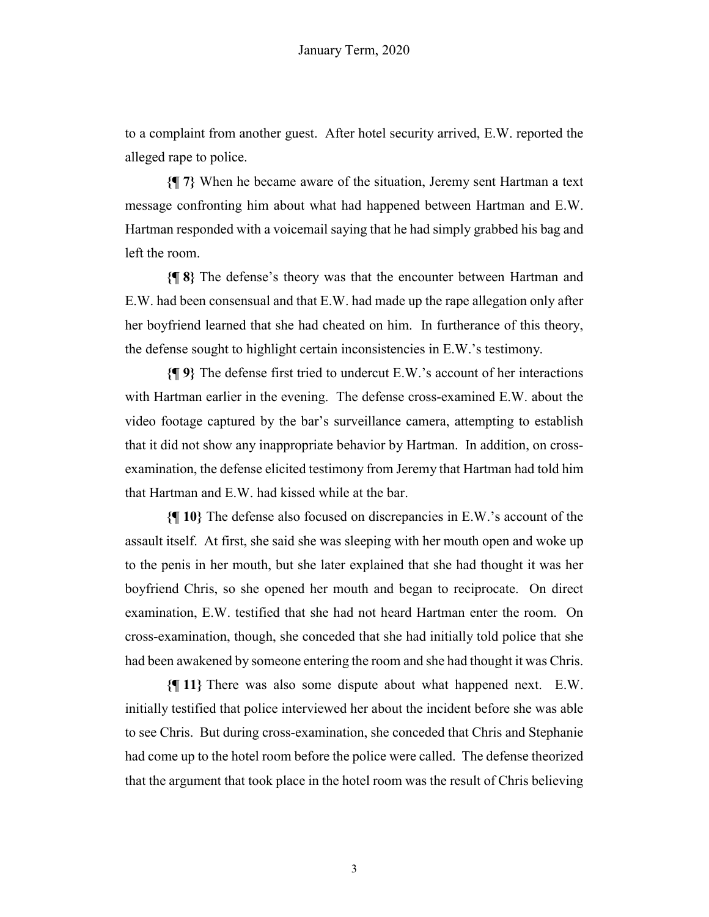to a complaint from another guest. After hotel security arrived, E.W. reported the alleged rape to police.

**{¶ 7}** When he became aware of the situation, Jeremy sent Hartman a text message confronting him about what had happened between Hartman and E.W. Hartman responded with a voicemail saying that he had simply grabbed his bag and left the room.

**{¶ 8}** The defense's theory was that the encounter between Hartman and E.W. had been consensual and that E.W. had made up the rape allegation only after her boyfriend learned that she had cheated on him. In furtherance of this theory, the defense sought to highlight certain inconsistencies in E.W.'s testimony.

**{¶ 9}** The defense first tried to undercut E.W.'s account of her interactions with Hartman earlier in the evening. The defense cross-examined E.W. about the video footage captured by the bar's surveillance camera, attempting to establish that it did not show any inappropriate behavior by Hartman. In addition, on cross-examination, the defense elicited testimony from Jeremy that Hartman had told him that Hartman and E.W. had kissed while at the bar.

**{¶ 10}** The defense also focused on discrepancies in E.W.'s account of the assault itself. At first, she said she was sleeping with her mouth open and woke up to the penis in her mouth, but she later explained that she had thought it was her boyfriend Chris, so she opened her mouth and began to reciprocate. On direct examination, E.W. testified that she had not heard Hartman enter the room. On cross-examination, though, she conceded that she had initially told police that she had been awakened by someone entering the room and she had thought it was Chris.

**{¶ 11}** There was also some dispute about what happened next. E.W. initially testified that police interviewed her about the incident before she was able to see Chris. But during cross-examination, she conceded that Chris and Stephanie had come up to the hotel room before the police were called. The defense theorized that the argument that took place in the hotel room was the result of Chris believing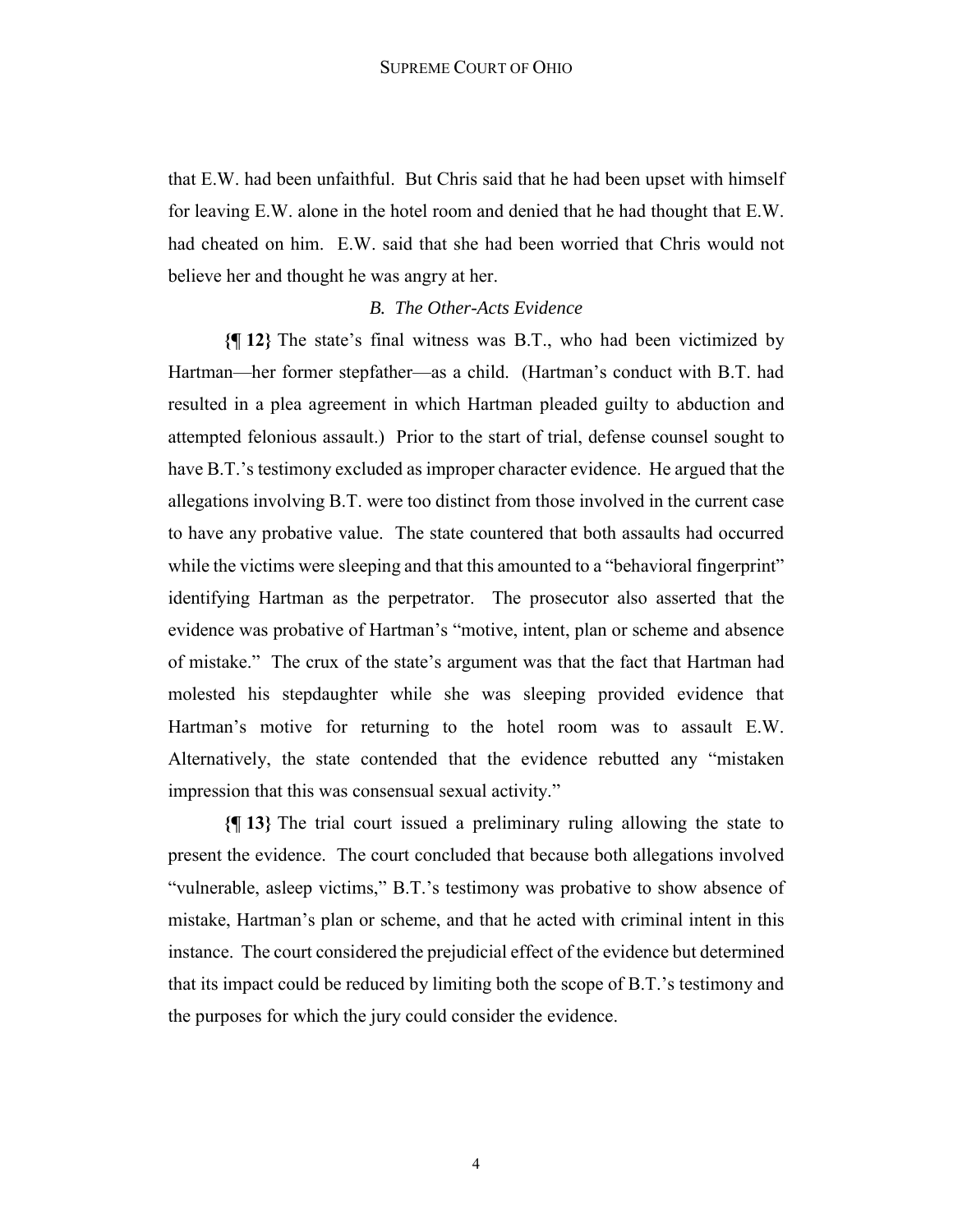that E.W. had been unfaithful. But Chris said that he had been upset with himself for leaving E.W. alone in the hotel room and denied that he had thought that E.W. had cheated on him. E.W. said that she had been worried that Chris would not believe her and thought he was angry at her.

### *B. The Other-Acts Evidence*

**{¶ 12}** The state's final witness was B.T., who had been victimized by Hartman—her former stepfather—as a child. (Hartman's conduct with B.T. had resulted in a plea agreement in which Hartman pleaded guilty to abduction and attempted felonious assault.) Prior to the start of trial, defense counsel sought to have B.T.'s testimony excluded as improper character evidence. He argued that the allegations involving B.T. were too distinct from those involved in the current case to have any probative value. The state countered that both assaults had occurred while the victims were sleeping and that this amounted to a "behavioral fingerprint" identifying Hartman as the perpetrator. The prosecutor also asserted that the evidence was probative of Hartman's "motive, intent, plan or scheme and absence of mistake." The crux of the state's argument was that the fact that Hartman had molested his stepdaughter while she was sleeping provided evidence that Hartman's motive for returning to the hotel room was to assault E.W. Alternatively, the state contended that the evidence rebutted any "mistaken impression that this was consensual sexual activity."

**{¶ 13}** The trial court issued a preliminary ruling allowing the state to present the evidence. The court concluded that because both allegations involved "vulnerable, asleep victims," B.T.'s testimony was probative to show absence of mistake, Hartman's plan or scheme, and that he acted with criminal intent in this instance. The court considered the prejudicial effect of the evidence but determined that its impact could be reduced by limiting both the scope of B.T.'s testimony and the purposes for which the jury could consider the evidence.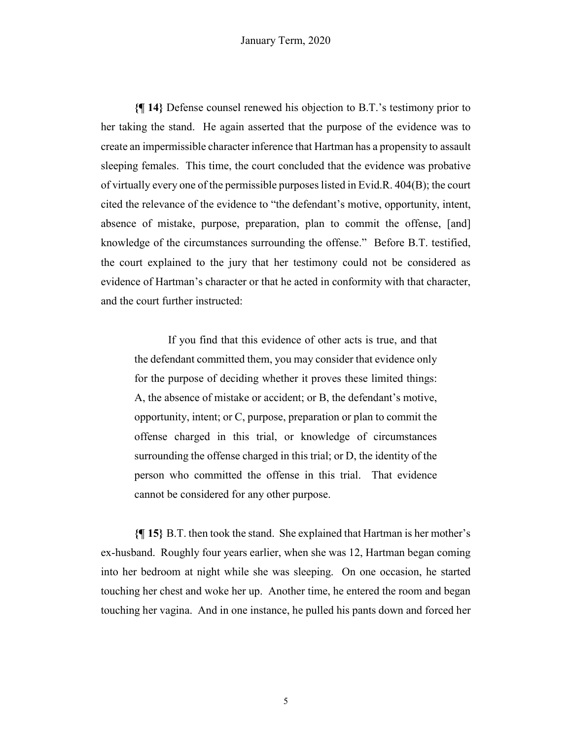**{¶ 14}** Defense counsel renewed his objection to B.T.'s testimony prior to her taking the stand. He again asserted that the purpose of the evidence was to create an impermissible character inference that Hartman has a propensity to assault sleeping females. This time, the court concluded that the evidence was probative of virtually every one of the permissible purposes listed in Evid.R. 404(B); the court cited the relevance of the evidence to "the defendant's motive, opportunity, intent, absence of mistake, purpose, preparation, plan to commit the offense, [and] knowledge of the circumstances surrounding the offense." Before B.T. testified, the court explained to the jury that her testimony could not be considered as evidence of Hartman's character or that he acted in conformity with that character, and the court further instructed:

> If you find that this evidence of other acts is true, and that the defendant committed them, you may consider that evidence only for the purpose of deciding whether it proves these limited things: A, the absence of mistake or accident; or B, the defendant's motive, opportunity, intent; or C, purpose, preparation or plan to commit the offense charged in this trial, or knowledge of circumstances surrounding the offense charged in this trial; or D, the identity of the person who committed the offense in this trial. That evidence cannot be considered for any other purpose.

**{¶ 15}** B.T. then took the stand. She explained that Hartman is her mother's ex-husband. Roughly four years earlier, when she was 12, Hartman began coming into her bedroom at night while she was sleeping. On one occasion, he started touching her chest and woke her up. Another time, he entered the room and began touching her vagina. And in one instance, he pulled his pants down and forced her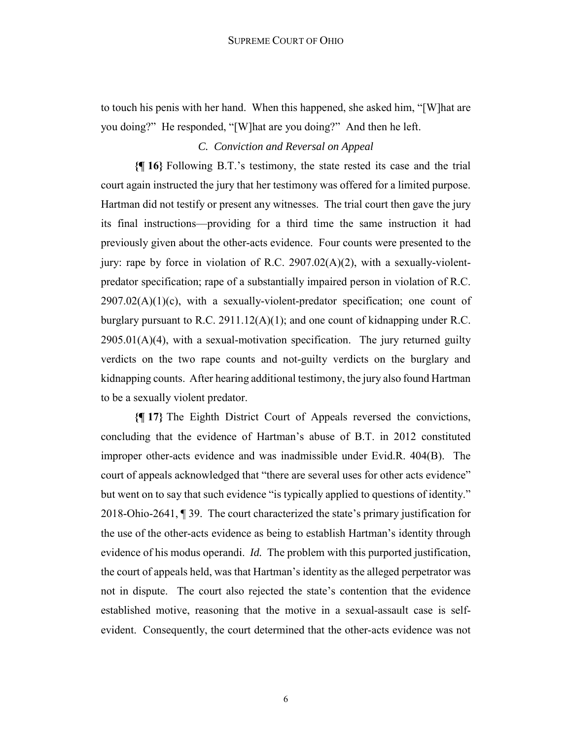to touch his penis with her hand. When this happened, she asked him, "[W]hat are you doing?" He responded, "[W]hat are you doing?" And then he left.

### *C. Conviction and Reversal on Appeal*

**{¶ 16}** Following B.T.'s testimony, the state rested its case and the trial court again instructed the jury that her testimony was offered for a limited purpose. Hartman did not testify or present any witnesses. The trial court then gave the jury its final instructions—providing for a third time the same instruction it had previously given about the other-acts evidence. Four counts were presented to the jury: rape by force in violation of R.C. 2907.02(A)(2), with a sexually-violent-predator specification; rape of a substantially impaired person in violation of R.C. 2907.02(A)(1)(c), with a sexually-violent-predator specification; one count of burglary pursuant to R.C. 2911.12(A)(1); and one count of kidnapping under R.C. 2905.01(A)(4), with a sexual-motivation specification. The jury returned guilty verdicts on the two rape counts and not-guilty verdicts on the burglary and kidnapping counts. After hearing additional testimony, the jury also found Hartman to be a sexually violent predator.

**{¶ 17}** The Eighth District Court of Appeals reversed the convictions, concluding that the evidence of Hartman's abuse of B.T. in 2012 constituted improper other-acts evidence and was inadmissible under Evid.R. 404(B). The court of appeals acknowledged that "there are several uses for other acts evidence" but went on to say that such evidence "is typically applied to questions of identity." 2018-Ohio-2641, ¶ 39. The court characterized the state's primary justification for the use of the other-acts evidence as being to establish Hartman's identity through evidence of his modus operandi. *Id.* The problem with this purported justification, the court of appeals held, was that Hartman's identity as the alleged perpetrator was not in dispute. The court also rejected the state's contention that the evidence established motive, reasoning that the motive in a sexual-assault case is self-evident. Consequently, the court determined that the other-acts evidence was not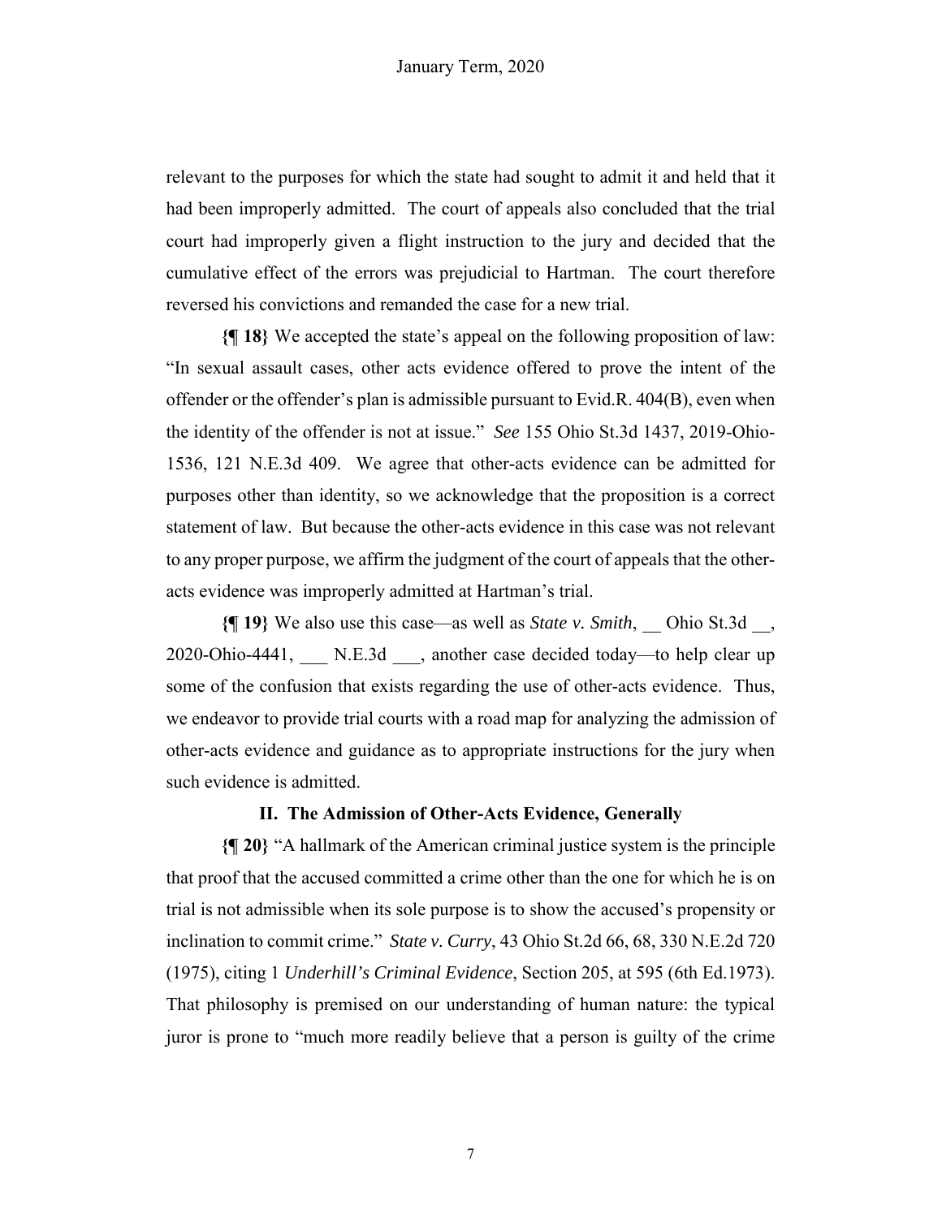relevant to the purposes for which the state had sought to admit it and held that it had been improperly admitted. The court of appeals also concluded that the trial court had improperly given a flight instruction to the jury and decided that the cumulative effect of the errors was prejudicial to Hartman. The court therefore reversed his convictions and remanded the case for a new trial.

**{¶ 18}** We accepted the state's appeal on the following proposition of law: "In sexual assault cases, other acts evidence offered to prove the intent of the offender or the offender's plan is admissible pursuant to Evid.R. 404(B), even when the identity of the offender is not at issue." *See* 155 Ohio St.3d 1437, 2019-Ohio-1536, 121 N.E.3d 409. We agree that other-acts evidence can be admitted for purposes other than identity, so we acknowledge that the proposition is a correct statement of law. But because the other-acts evidence in this case was not relevant to any proper purpose, we affirm the judgment of the court of appeals that the other-acts evidence was improperly admitted at Hartman's trial.

**{¶ 19}** We also use this case—as well as *State v. Smith*, __ Ohio St.3d __, 2020-Ohio-4441, ___ N.E.3d ___, another case decided today—to help clear up some of the confusion that exists regarding the use of other-acts evidence. Thus, we endeavor to provide trial courts with a road map for analyzing the admission of other-acts evidence and guidance as to appropriate instructions for the jury when such evidence is admitted.

## II. The Admission of Other-Acts Evidence, Generally

**{¶ 20}** "A hallmark of the American criminal justice system is the principle that proof that the accused committed a crime other than the one for which he is on trial is not admissible when its sole purpose is to show the accused's propensity or inclination to commit crime." *State v. Curry*, 43 Ohio St.2d 66, 68, 330 N.E.2d 720 (1975), citing 1 *Underhill's Criminal Evidence*, Section 205, at 595 (6th Ed.1973). That philosophy is premised on our understanding of human nature: the typical juror is prone to "much more readily believe that a person is guilty of the crime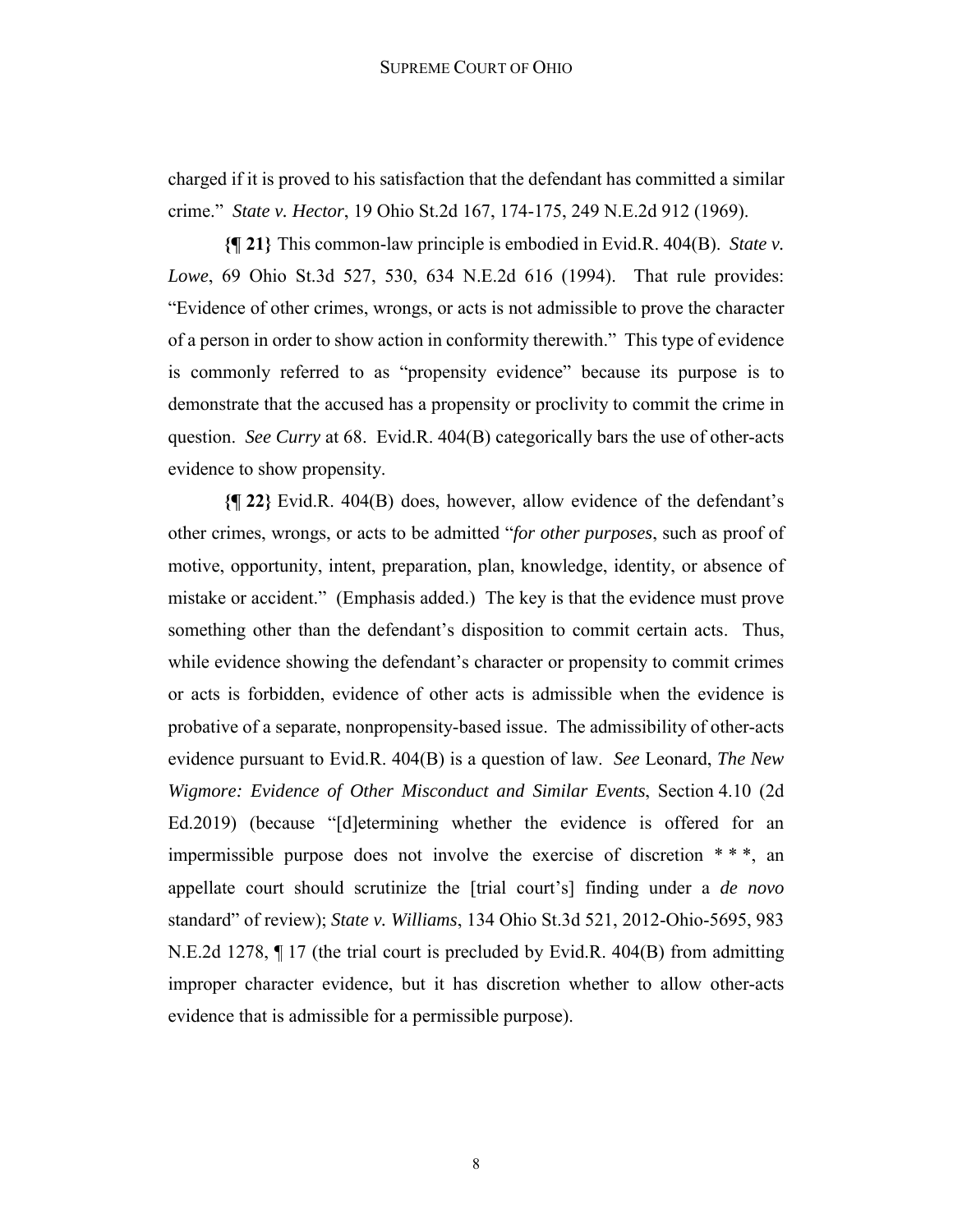charged if it is proved to his satisfaction that the defendant has committed a similar crime." *State v. Hector*, 19 Ohio St.2d 167, 174-175, 249 N.E.2d 912 (1969).

**{¶ 21}** This common-law principle is embodied in Evid.R. 404(B). *State v. Lowe*, 69 Ohio St.3d 527, 530, 634 N.E.2d 616 (1994). That rule provides: "Evidence of other crimes, wrongs, or acts is not admissible to prove the character of a person in order to show action in conformity therewith." This type of evidence is commonly referred to as "propensity evidence" because its purpose is to demonstrate that the accused has a propensity or proclivity to commit the crime in question. *See Curry* at 68. Evid.R. 404(B) categorically bars the use of other-acts evidence to show propensity.

**{¶ 22}** Evid.R. 404(B) does, however, allow evidence of the defendant's other crimes, wrongs, or acts to be admitted "*for other purposes*, such as proof of motive, opportunity, intent, preparation, plan, knowledge, identity, or absence of mistake or accident." (Emphasis added.) The key is that the evidence must prove something other than the defendant's disposition to commit certain acts. Thus, while evidence showing the defendant's character or propensity to commit crimes or acts is forbidden, evidence of other acts is admissible when the evidence is probative of a separate, nonpropensity-based issue. The admissibility of other-acts evidence pursuant to Evid.R. 404(B) is a question of law. *See* Leonard, *The New Wigmore: Evidence of Other Misconduct and Similar Events*, Section 4.10 (2d Ed.2019) (because "[d]etermining whether the evidence is offered for an impermissible purpose does not involve the exercise of discretion * * *, an appellate court should scrutinize the [trial court's] finding under a *de novo* standard" of review); *State v. Williams*, 134 Ohio St.3d 521, 2012-Ohio-5695, 983 N.E.2d 1278, ¶ 17 (the trial court is precluded by Evid.R. 404(B) from admitting improper character evidence, but it has discretion whether to allow other-acts evidence that is admissible for a permissible purpose).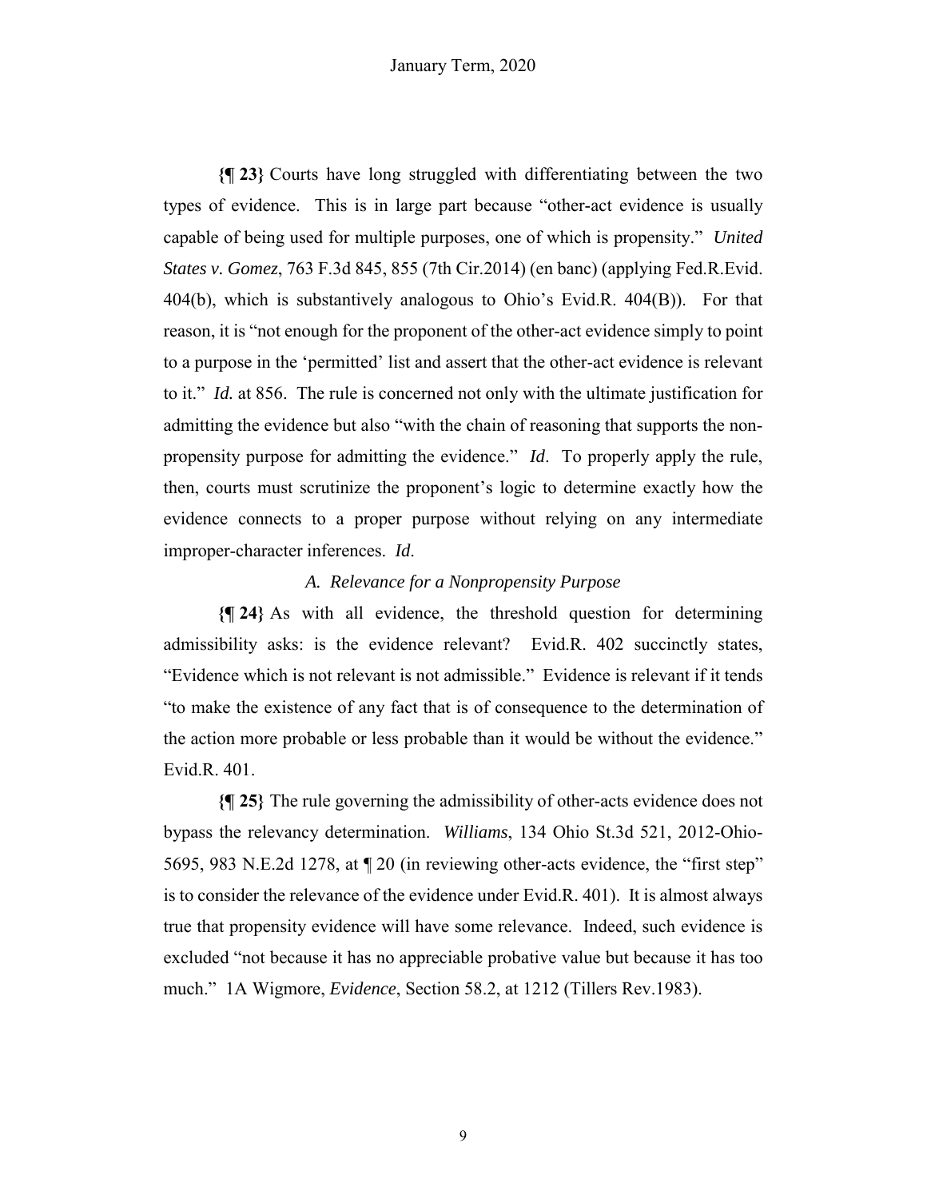**{¶ 23}** Courts have long struggled with differentiating between the two types of evidence. This is in large part because "other-act evidence is usually capable of being used for multiple purposes, one of which is propensity." *United States v. Gomez*, 763 F.3d 845, 855 (7th Cir.2014) (en banc) (applying Fed.R.Evid. 404(b), which is substantively analogous to Ohio's Evid.R. 404(B)). For that reason, it is "not enough for the proponent of the other-act evidence simply to point to a purpose in the 'permitted' list and assert that the other-act evidence is relevant to it." *Id.* at 856. The rule is concerned not only with the ultimate justification for admitting the evidence but also "with the chain of reasoning that supports the non-propensity purpose for admitting the evidence." *Id*. To properly apply the rule, then, courts must scrutinize the proponent's logic to determine exactly how the evidence connects to a proper purpose without relying on any intermediate improper-character inferences. *Id*.

### *A. Relevance for a Nonpropensity Purpose*

**{¶ 24}** As with all evidence, the threshold question for determining admissibility asks: is the evidence relevant? Evid.R. 402 succinctly states, "Evidence which is not relevant is not admissible." Evidence is relevant if it tends "to make the existence of any fact that is of consequence to the determination of the action more probable or less probable than it would be without the evidence." Evid.R. 401.

**{¶ 25}** The rule governing the admissibility of other-acts evidence does not bypass the relevancy determination. *Williams*, 134 Ohio St.3d 521, 2012-Ohio-5695, 983 N.E.2d 1278, at ¶ 20 (in reviewing other-acts evidence, the "first step" is to consider the relevance of the evidence under Evid.R. 401). It is almost always true that propensity evidence will have some relevance. Indeed, such evidence is excluded "not because it has no appreciable probative value but because it has too much." 1A Wigmore, *Evidence*, Section 58.2, at 1212 (Tillers Rev.1983).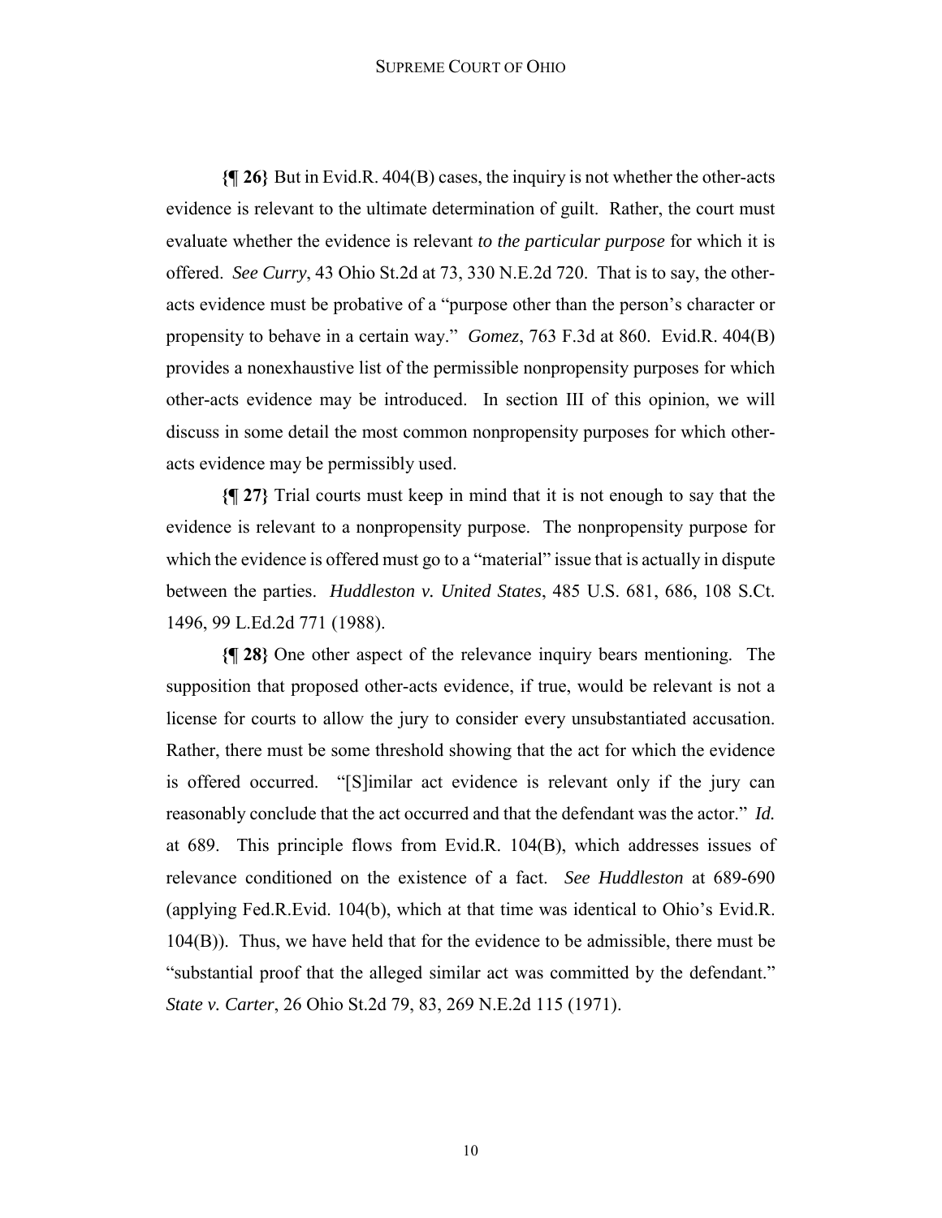**{¶ 26}** But in Evid.R. 404(B) cases, the inquiry is not whether the other-acts evidence is relevant to the ultimate determination of guilt. Rather, the court must evaluate whether the evidence is relevant *to the particular purpose* for which it is offered. *See Curry*, 43 Ohio St.2d at 73, 330 N.E.2d 720. That is to say, the other-acts evidence must be probative of a "purpose other than the person's character or propensity to behave in a certain way." *Gomez*, 763 F.3d at 860. Evid.R. 404(B) provides a nonexhaustive list of the permissible nonpropensity purposes for which other-acts evidence may be introduced. In section III of this opinion, we will discuss in some detail the most common nonpropensity purposes for which other-acts evidence may be permissibly used.

**{¶ 27}** Trial courts must keep in mind that it is not enough to say that the evidence is relevant to a nonpropensity purpose. The nonpropensity purpose for which the evidence is offered must go to a "material" issue that is actually in dispute between the parties. *Huddleston v. United States*, 485 U.S. 681, 686, 108 S.Ct. 1496, 99 L.Ed.2d 771 (1988).

**{¶ 28}** One other aspect of the relevance inquiry bears mentioning. The supposition that proposed other-acts evidence, if true, would be relevant is not a license for courts to allow the jury to consider every unsubstantiated accusation. Rather, there must be some threshold showing that the act for which the evidence is offered occurred. "[S]imilar act evidence is relevant only if the jury can reasonably conclude that the act occurred and that the defendant was the actor." *Id.* at 689. This principle flows from Evid.R. 104(B), which addresses issues of relevance conditioned on the existence of a fact. *See Huddleston* at 689-690 (applying Fed.R.Evid. 104(b), which at that time was identical to Ohio's Evid.R. 104(B)). Thus, we have held that for the evidence to be admissible, there must be "substantial proof that the alleged similar act was committed by the defendant." *State v. Carter*, 26 Ohio St.2d 79, 83, 269 N.E.2d 115 (1971).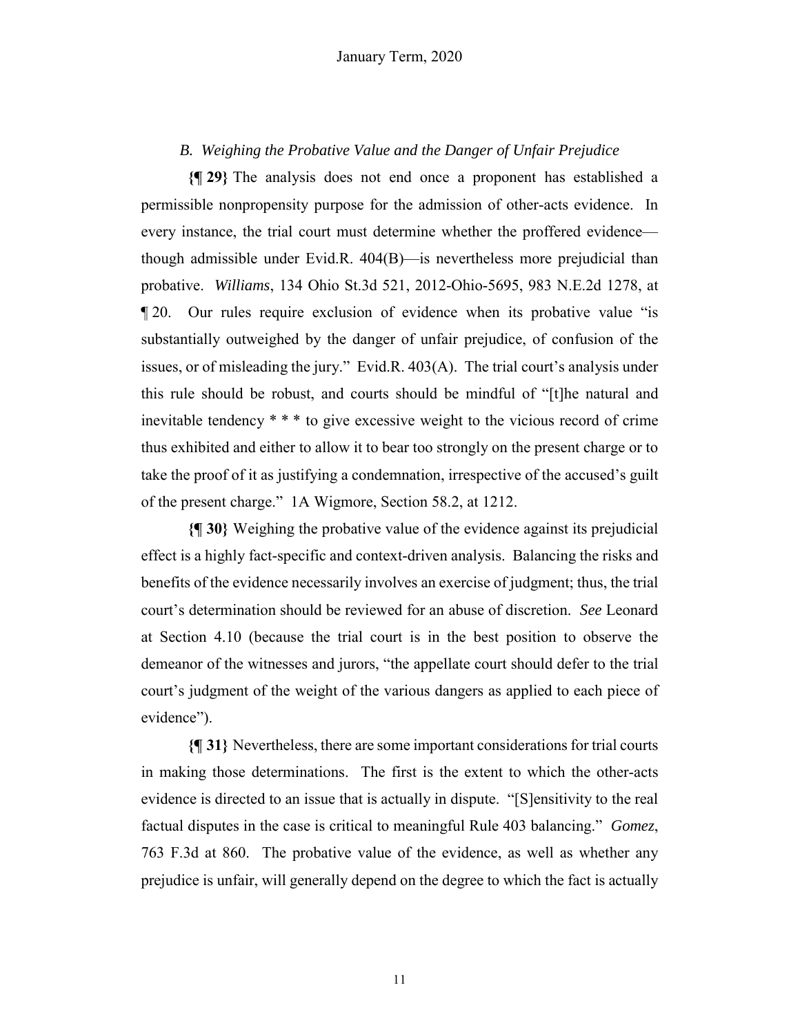### *B. Weighing the Probative Value and the Danger of Unfair Prejudice*

**{¶ 29}** The analysis does not end once a proponent has established a permissible nonpropensity purpose for the admission of other-acts evidence. In every instance, the trial court must determine whether the proffered evidence—though admissible under Evid.R. 404(B)—is nevertheless more prejudicial than probative. *Williams*, 134 Ohio St.3d 521, 2012-Ohio-5695, 983 N.E.2d 1278, at ¶ 20. Our rules require exclusion of evidence when its probative value "is substantially outweighed by the danger of unfair prejudice, of confusion of the issues, or of misleading the jury." Evid.R. 403(A). The trial court's analysis under this rule should be robust, and courts should be mindful of "[t]he natural and inevitable tendency * * * to give excessive weight to the vicious record of crime thus exhibited and either to allow it to bear too strongly on the present charge or to take the proof of it as justifying a condemnation, irrespective of the accused's guilt of the present charge." 1A Wigmore, Section 58.2, at 1212.

**{¶ 30}** Weighing the probative value of the evidence against its prejudicial effect is a highly fact-specific and context-driven analysis. Balancing the risks and benefits of the evidence necessarily involves an exercise of judgment; thus, the trial court's determination should be reviewed for an abuse of discretion. *See* Leonard at Section 4.10 (because the trial court is in the best position to observe the demeanor of the witnesses and jurors, "the appellate court should defer to the trial court's judgment of the weight of the various dangers as applied to each piece of evidence").

**{¶ 31}** Nevertheless, there are some important considerations for trial courts in making those determinations. The first is the extent to which the other-acts evidence is directed to an issue that is actually in dispute. "[S]ensitivity to the real factual disputes in the case is critical to meaningful Rule 403 balancing." *Gomez*, 763 F.3d at 860. The probative value of the evidence, as well as whether any prejudice is unfair, will generally depend on the degree to which the fact is actually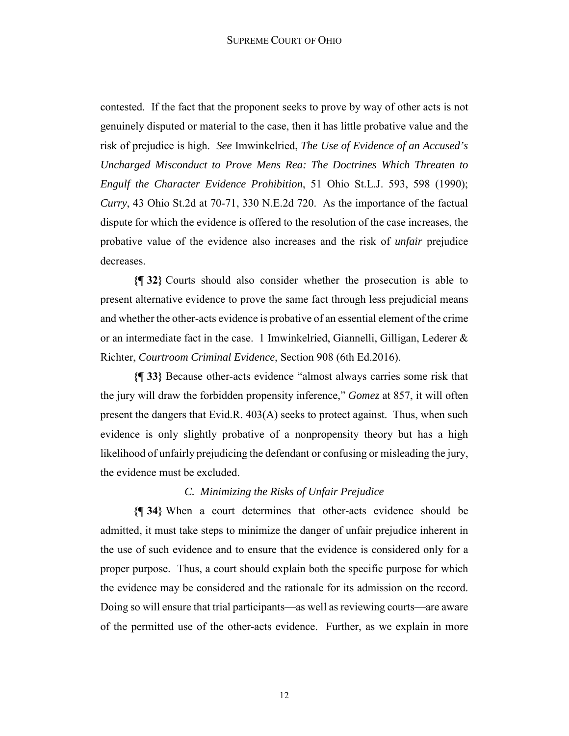contested. If the fact that the proponent seeks to prove by way of other acts is not genuinely disputed or material to the case, then it has little probative value and the risk of prejudice is high. *See* Imwinkelried, *The Use of Evidence of an Accused's Uncharged Misconduct to Prove Mens Rea: The Doctrines Which Threaten to Engulf the Character Evidence Prohibition*, 51 Ohio St.L.J. 593, 598 (1990); *Curry*, 43 Ohio St.2d at 70-71, 330 N.E.2d 720. As the importance of the factual dispute for which the evidence is offered to the resolution of the case increases, the probative value of the evidence also increases and the risk of *unfair* prejudice decreases.

**{¶ 32}** Courts should also consider whether the prosecution is able to present alternative evidence to prove the same fact through less prejudicial means and whether the other-acts evidence is probative of an essential element of the crime or an intermediate fact in the case. 1 Imwinkelried, Giannelli, Gilligan, Lederer & Richter, *Courtroom Criminal Evidence*, Section 908 (6th Ed.2016).

**{¶ 33}** Because other-acts evidence "almost always carries some risk that the jury will draw the forbidden propensity inference," *Gomez* at 857, it will often present the dangers that Evid.R. 403(A) seeks to protect against. Thus, when such evidence is only slightly probative of a nonpropensity theory but has a high likelihood of unfairly prejudicing the defendant or confusing or misleading the jury, the evidence must be excluded.

### *C. Minimizing the Risks of Unfair Prejudice*

**{¶ 34}** When a court determines that other-acts evidence should be admitted, it must take steps to minimize the danger of unfair prejudice inherent in the use of such evidence and to ensure that the evidence is considered only for a proper purpose. Thus, a court should explain both the specific purpose for which the evidence may be considered and the rationale for its admission on the record. Doing so will ensure that trial participants—as well as reviewing courts—are aware of the permitted use of the other-acts evidence. Further, as we explain in more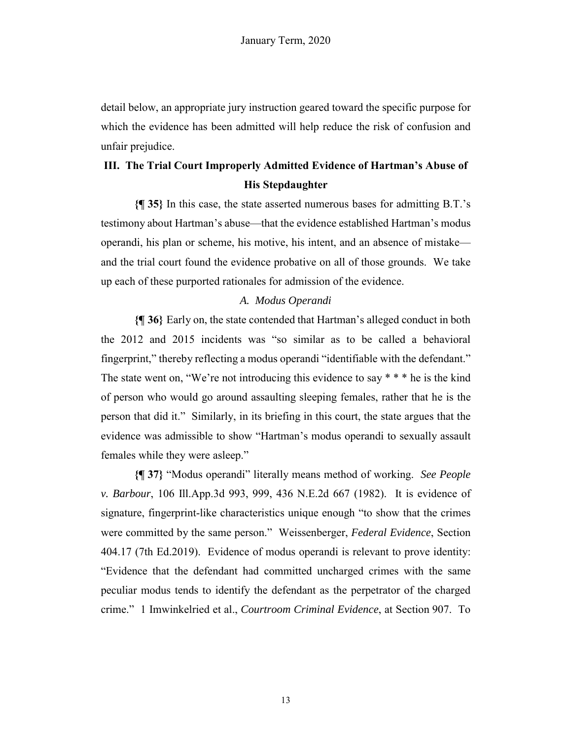detail below, an appropriate jury instruction geared toward the specific purpose for which the evidence has been admitted will help reduce the risk of confusion and unfair prejudice.

## III. The Trial Court Improperly Admitted Evidence of Hartman's Abuse of His Stepdaughter

**{¶ 35}** In this case, the state asserted numerous bases for admitting B.T.'s testimony about Hartman's abuse—that the evidence established Hartman's modus operandi, his plan or scheme, his motive, his intent, and an absence of mistake—and the trial court found the evidence probative on all of those grounds. We take up each of these purported rationales for admission of the evidence.

### *A. Modus Operandi*

**{¶ 36}** Early on, the state contended that Hartman's alleged conduct in both the 2012 and 2015 incidents was "so similar as to be called a behavioral fingerprint," thereby reflecting a modus operandi "identifiable with the defendant." The state went on, "We're not introducing this evidence to say * * * he is the kind of person who would go around assaulting sleeping females, rather that he is the person that did it." Similarly, in its briefing in this court, the state argues that the evidence was admissible to show "Hartman's modus operandi to sexually assault females while they were asleep."

**{¶ 37}** "Modus operandi" literally means method of working. *See People v. Barbour*, 106 Ill.App.3d 993, 999, 436 N.E.2d 667 (1982). It is evidence of signature, fingerprint-like characteristics unique enough "to show that the crimes were committed by the same person." Weissenberger, *Federal Evidence*, Section 404.17 (7th Ed.2019). Evidence of modus operandi is relevant to prove identity: "Evidence that the defendant had committed uncharged crimes with the same peculiar modus tends to identify the defendant as the perpetrator of the charged crime." 1 Imwinkelried et al., *Courtroom Criminal Evidence*, at Section 907. To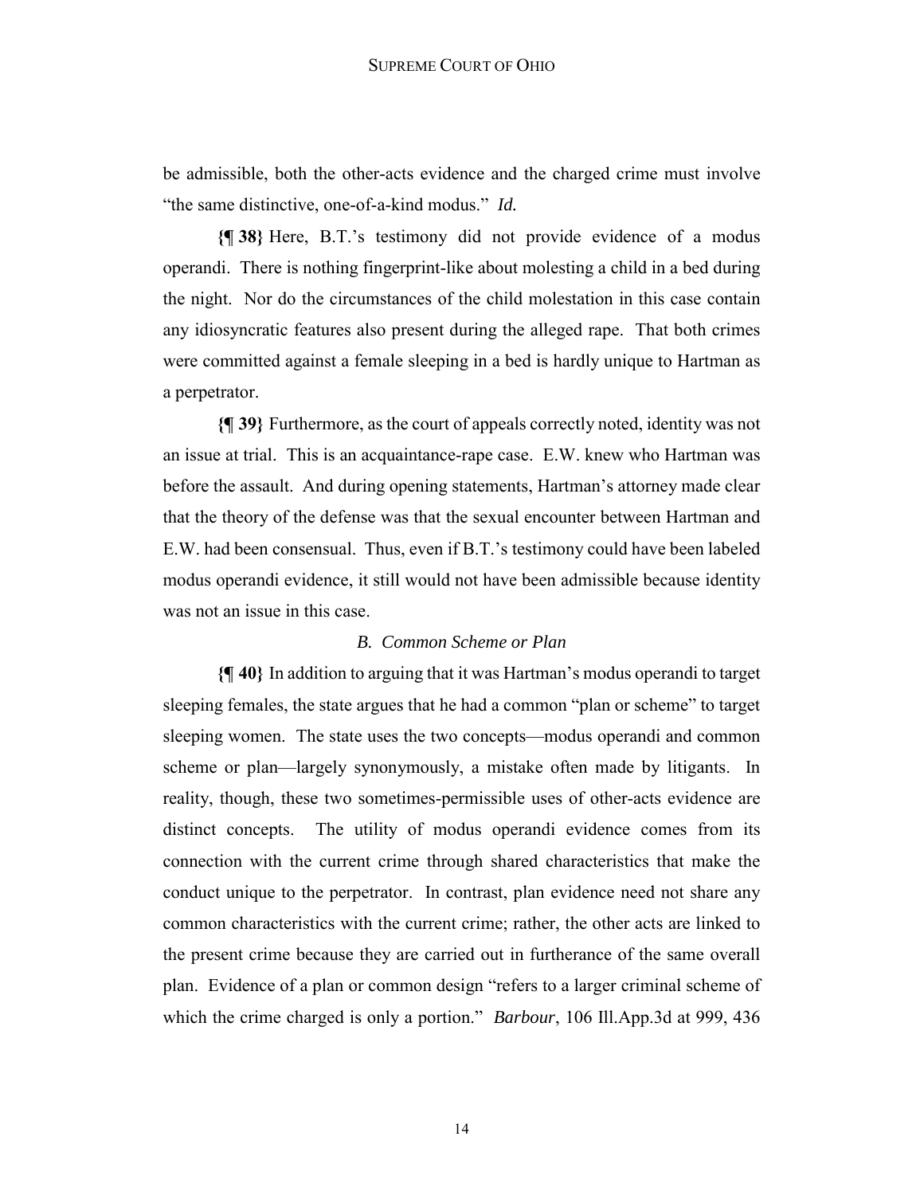be admissible, both the other-acts evidence and the charged crime must involve "the same distinctive, one-of-a-kind modus." *Id.*

**{¶ 38}** Here, B.T.'s testimony did not provide evidence of a modus operandi. There is nothing fingerprint-like about molesting a child in a bed during the night. Nor do the circumstances of the child molestation in this case contain any idiosyncratic features also present during the alleged rape. That both crimes were committed against a female sleeping in a bed is hardly unique to Hartman as a perpetrator.

**{¶ 39}** Furthermore, as the court of appeals correctly noted, identity was not an issue at trial. This is an acquaintance-rape case. E.W. knew who Hartman was before the assault. And during opening statements, Hartman's attorney made clear that the theory of the defense was that the sexual encounter between Hartman and E.W. had been consensual. Thus, even if B.T.'s testimony could have been labeled modus operandi evidence, it still would not have been admissible because identity was not an issue in this case.

### *B. Common Scheme or Plan*

**{¶ 40}** In addition to arguing that it was Hartman's modus operandi to target sleeping females, the state argues that he had a common "plan or scheme" to target sleeping women. The state uses the two concepts—modus operandi and common scheme or plan—largely synonymously, a mistake often made by litigants. In reality, though, these two sometimes-permissible uses of other-acts evidence are distinct concepts. The utility of modus operandi evidence comes from its connection with the current crime through shared characteristics that make the conduct unique to the perpetrator. In contrast, plan evidence need not share any common characteristics with the current crime; rather, the other acts are linked to the present crime because they are carried out in furtherance of the same overall plan. Evidence of a plan or common design "refers to a larger criminal scheme of which the crime charged is only a portion." *Barbour*, 106 Ill.App.3d at 999, 436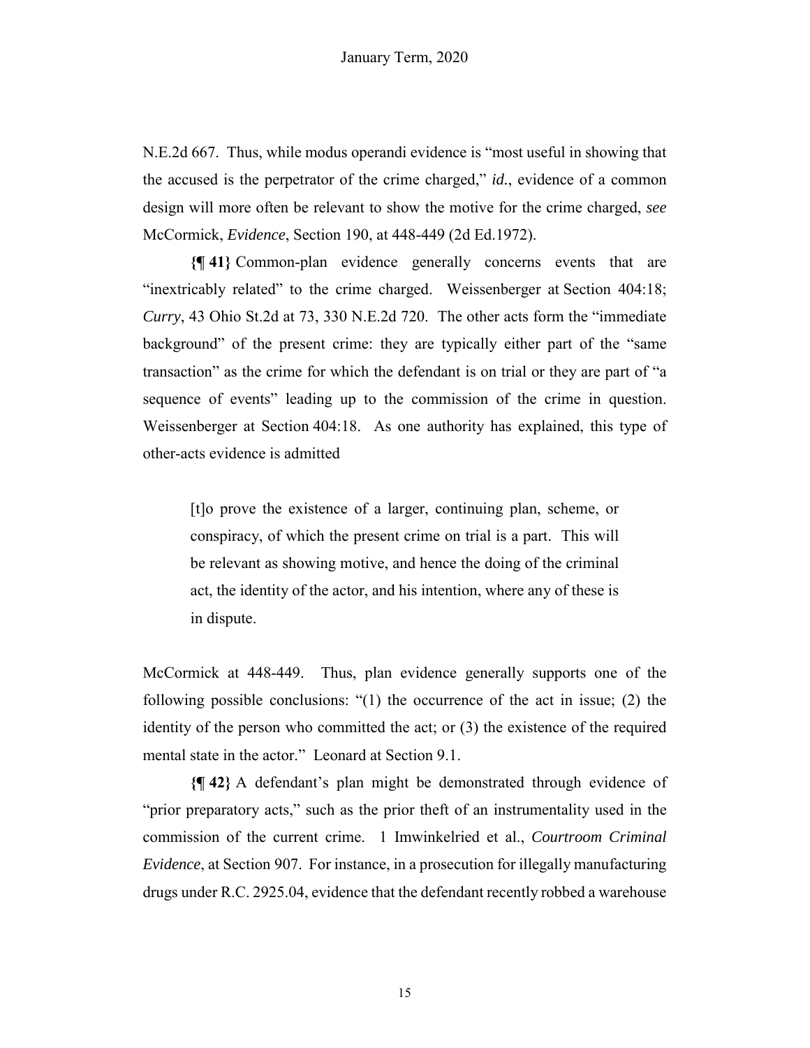N.E.2d 667. Thus, while modus operandi evidence is "most useful in showing that the accused is the perpetrator of the crime charged," *id.*, evidence of a common design will more often be relevant to show the motive for the crime charged, *see* McCormick, *Evidence*, Section 190, at 448-449 (2d Ed.1972).

**{¶ 41}** Common-plan evidence generally concerns events that are "inextricably related" to the crime charged. Weissenberger at Section 404:18; *Curry*, 43 Ohio St.2d at 73, 330 N.E.2d 720. The other acts form the "immediate background" of the present crime: they are typically either part of the "same transaction" as the crime for which the defendant is on trial or they are part of "a sequence of events" leading up to the commission of the crime in question. Weissenberger at Section 404:18. As one authority has explained, this type of other-acts evidence is admitted

> [t]o prove the existence of a larger, continuing plan, scheme, or conspiracy, of which the present crime on trial is a part. This will be relevant as showing motive, and hence the doing of the criminal act, the identity of the actor, and his intention, where any of these is in dispute.

McCormick at 448-449. Thus, plan evidence generally supports one of the following possible conclusions: "(1) the occurrence of the act in issue; (2) the identity of the person who committed the act; or (3) the existence of the required mental state in the actor." Leonard at Section 9.1.

**{¶ 42}** A defendant's plan might be demonstrated through evidence of "prior preparatory acts," such as the prior theft of an instrumentality used in the commission of the current crime. 1 Imwinkelried et al., *Courtroom Criminal Evidence*, at Section 907. For instance, in a prosecution for illegally manufacturing drugs under R.C. 2925.04, evidence that the defendant recently robbed a warehouse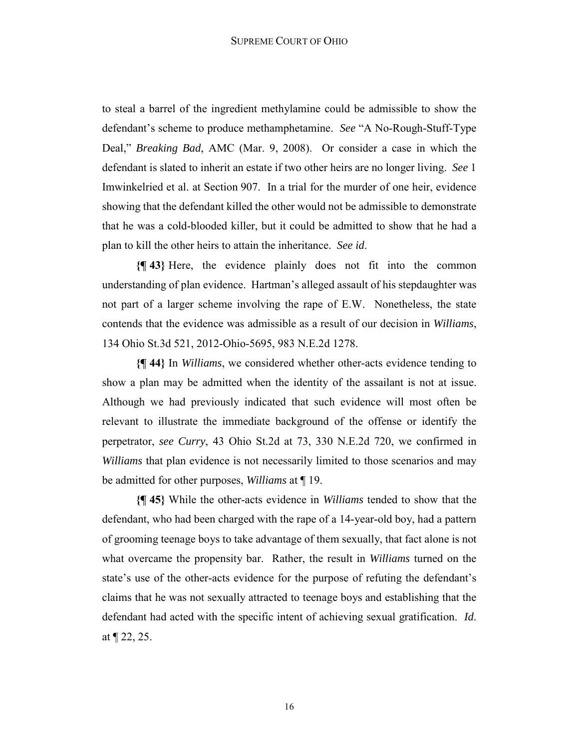to steal a barrel of the ingredient methylamine could be admissible to show the defendant's scheme to produce methamphetamine. *See* "A No-Rough-Stuff-Type Deal," *Breaking Bad*, AMC (Mar. 9, 2008). Or consider a case in which the defendant is slated to inherit an estate if two other heirs are no longer living. *See* 1 Imwinkelried et al. at Section 907. In a trial for the murder of one heir, evidence showing that the defendant killed the other would not be admissible to demonstrate that he was a cold-blooded killer, but it could be admitted to show that he had a plan to kill the other heirs to attain the inheritance. *See id.*

**{¶ 43}** Here, the evidence plainly does not fit into the common understanding of plan evidence. Hartman's alleged assault of his stepdaughter was not part of a larger scheme involving the rape of E.W. Nonetheless, the state contends that the evidence was admissible as a result of our decision in *Williams*, 134 Ohio St.3d 521, 2012-Ohio-5695, 983 N.E.2d 1278.

**{¶ 44}** In *Williams*, we considered whether other-acts evidence tending to show a plan may be admitted when the identity of the assailant is not at issue. Although we had previously indicated that such evidence will most often be relevant to illustrate the immediate background of the offense or identify the perpetrator, *see Curry*, 43 Ohio St.2d at 73, 330 N.E.2d 720, we confirmed in *Williams* that plan evidence is not necessarily limited to those scenarios and may be admitted for other purposes, *Williams* at ¶ 19.

**{¶ 45}** While the other-acts evidence in *Williams* tended to show that the defendant, who had been charged with the rape of a 14-year-old boy, had a pattern of grooming teenage boys to take advantage of them sexually, that fact alone is not what overcame the propensity bar. Rather, the result in *Williams* turned on the state's use of the other-acts evidence for the purpose of refuting the defendant's claims that he was not sexually attracted to teenage boys and establishing that the defendant had acted with the specific intent of achieving sexual gratification. *Id.* at ¶ 22, 25.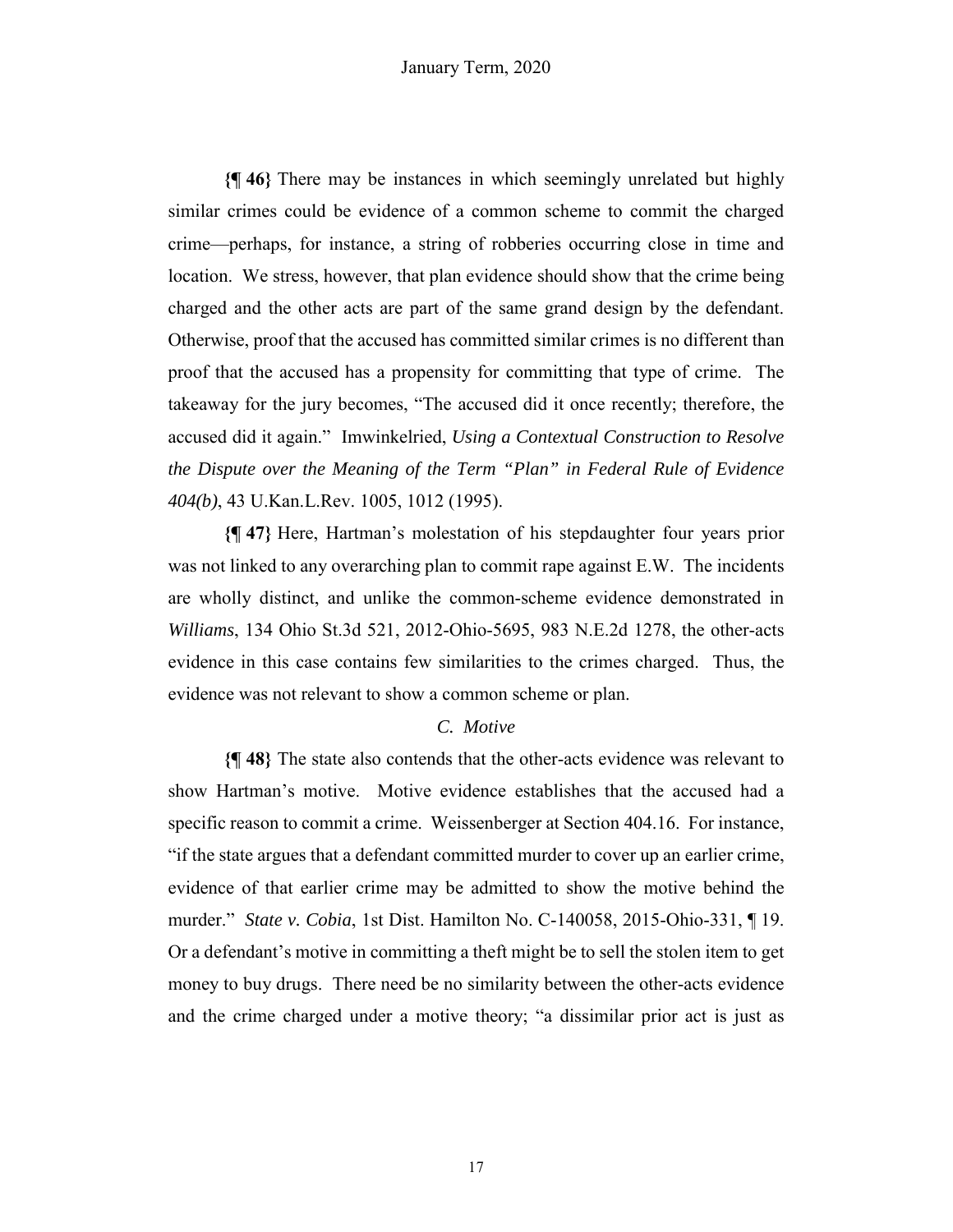**{¶ 46}** There may be instances in which seemingly unrelated but highly similar crimes could be evidence of a common scheme to commit the charged crime—perhaps, for instance, a string of robberies occurring close in time and location. We stress, however, that plan evidence should show that the crime being charged and the other acts are part of the same grand design by the defendant. Otherwise, proof that the accused has committed similar crimes is no different than proof that the accused has a propensity for committing that type of crime. The takeaway for the jury becomes, "The accused did it once recently; therefore, the accused did it again." Imwinkelried, *Using a Contextual Construction to Resolve the Dispute over the Meaning of the Term "Plan" in Federal Rule of Evidence 404(b)*, 43 U.Kan.L.Rev. 1005, 1012 (1995).

**{¶ 47}** Here, Hartman's molestation of his stepdaughter four years prior was not linked to any overarching plan to commit rape against E.W. The incidents are wholly distinct, and unlike the common-scheme evidence demonstrated in *Williams*, 134 Ohio St.3d 521, 2012-Ohio-5695, 983 N.E.2d 1278, the other-acts evidence in this case contains few similarities to the crimes charged. Thus, the evidence was not relevant to show a common scheme or plan.

### *C. Motive*

**{¶ 48}** The state also contends that the other-acts evidence was relevant to show Hartman's motive. Motive evidence establishes that the accused had a specific reason to commit a crime. Weissenberger at Section 404.16. For instance, "if the state argues that a defendant committed murder to cover up an earlier crime, evidence of that earlier crime may be admitted to show the motive behind the murder." *State v. Cobia*, 1st Dist. Hamilton No. C-140058, 2015-Ohio-331, ¶ 19. Or a defendant's motive in committing a theft might be to sell the stolen item to get money to buy drugs. There need be no similarity between the other-acts evidence and the crime charged under a motive theory; "a dissimilar prior act is just as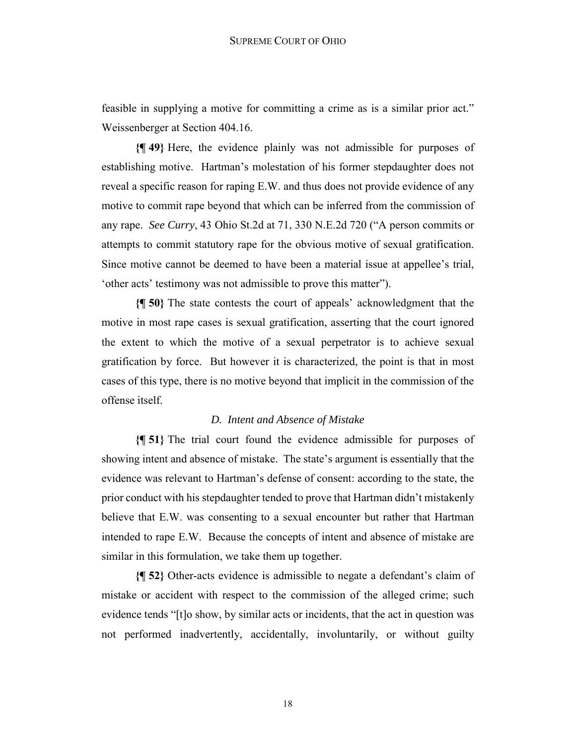feasible in supplying a motive for committing a crime as is a similar prior act." Weissenberger at Section 404.16.

**{¶ 49}** Here, the evidence plainly was not admissible for purposes of establishing motive. Hartman's molestation of his former stepdaughter does not reveal a specific reason for raping E.W. and thus does not provide evidence of any motive to commit rape beyond that which can be inferred from the commission of any rape. *See Curry*, 43 Ohio St.2d at 71, 330 N.E.2d 720 ("A person commits or attempts to commit statutory rape for the obvious motive of sexual gratification. Since motive cannot be deemed to have been a material issue at appellee's trial, 'other acts' testimony was not admissible to prove this matter").

**{¶ 50}** The state contests the court of appeals' acknowledgment that the motive in most rape cases is sexual gratification, asserting that the court ignored the extent to which the motive of a sexual perpetrator is to achieve sexual gratification by force. But however it is characterized, the point is that in most cases of this type, there is no motive beyond that implicit in the commission of the offense itself.

### *D. Intent and Absence of Mistake*

**{¶ 51}** The trial court found the evidence admissible for purposes of showing intent and absence of mistake. The state's argument is essentially that the evidence was relevant to Hartman's defense of consent: according to the state, the prior conduct with his stepdaughter tended to prove that Hartman didn't mistakenly believe that E.W. was consenting to a sexual encounter but rather that Hartman intended to rape E.W. Because the concepts of intent and absence of mistake are similar in this formulation, we take them up together.

**{¶ 52}** Other-acts evidence is admissible to negate a defendant's claim of mistake or accident with respect to the commission of the alleged crime; such evidence tends "[t]o show, by similar acts or incidents, that the act in question was not performed inadvertently, accidentally, involuntarily, or without guilty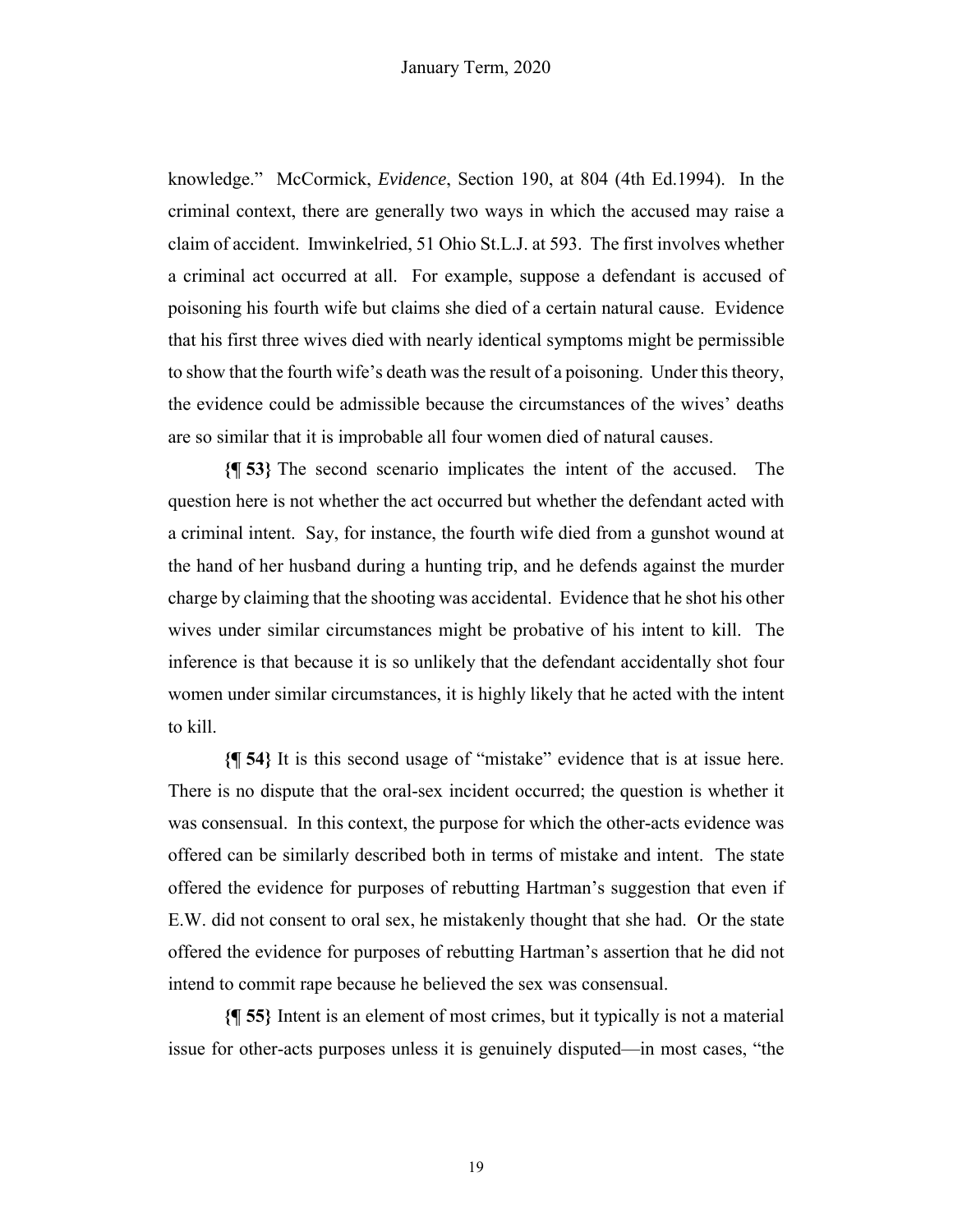knowledge." McCormick, *Evidence*, Section 190, at 804 (4th Ed.1994). In the criminal context, there are generally two ways in which the accused may raise a claim of accident. Imwinkelried, 51 Ohio St.L.J. at 593. The first involves whether a criminal act occurred at all. For example, suppose a defendant is accused of poisoning his fourth wife but claims she died of a certain natural cause. Evidence that his first three wives died with nearly identical symptoms might be permissible to show that the fourth wife's death was the result of a poisoning. Under this theory, the evidence could be admissible because the circumstances of the wives' deaths are so similar that it is improbable all four women died of natural causes.

**{¶ 53}** The second scenario implicates the intent of the accused. The question here is not whether the act occurred but whether the defendant acted with a criminal intent. Say, for instance, the fourth wife died from a gunshot wound at the hand of her husband during a hunting trip, and he defends against the murder charge by claiming that the shooting was accidental. Evidence that he shot his other wives under similar circumstances might be probative of his intent to kill. The inference is that because it is so unlikely that the defendant accidentally shot four women under similar circumstances, it is highly likely that he acted with the intent to kill.

**{¶ 54}** It is this second usage of "mistake" evidence that is at issue here. There is no dispute that the oral-sex incident occurred; the question is whether it was consensual. In this context, the purpose for which the other-acts evidence was offered can be similarly described both in terms of mistake and intent. The state offered the evidence for purposes of rebutting Hartman's suggestion that even if E.W. did not consent to oral sex, he mistakenly thought that she had. Or the state offered the evidence for purposes of rebutting Hartman's assertion that he did not intend to commit rape because he believed the sex was consensual.

**{¶ 55}** Intent is an element of most crimes, but it typically is not a material issue for other-acts purposes unless it is genuinely disputed—in most cases, "the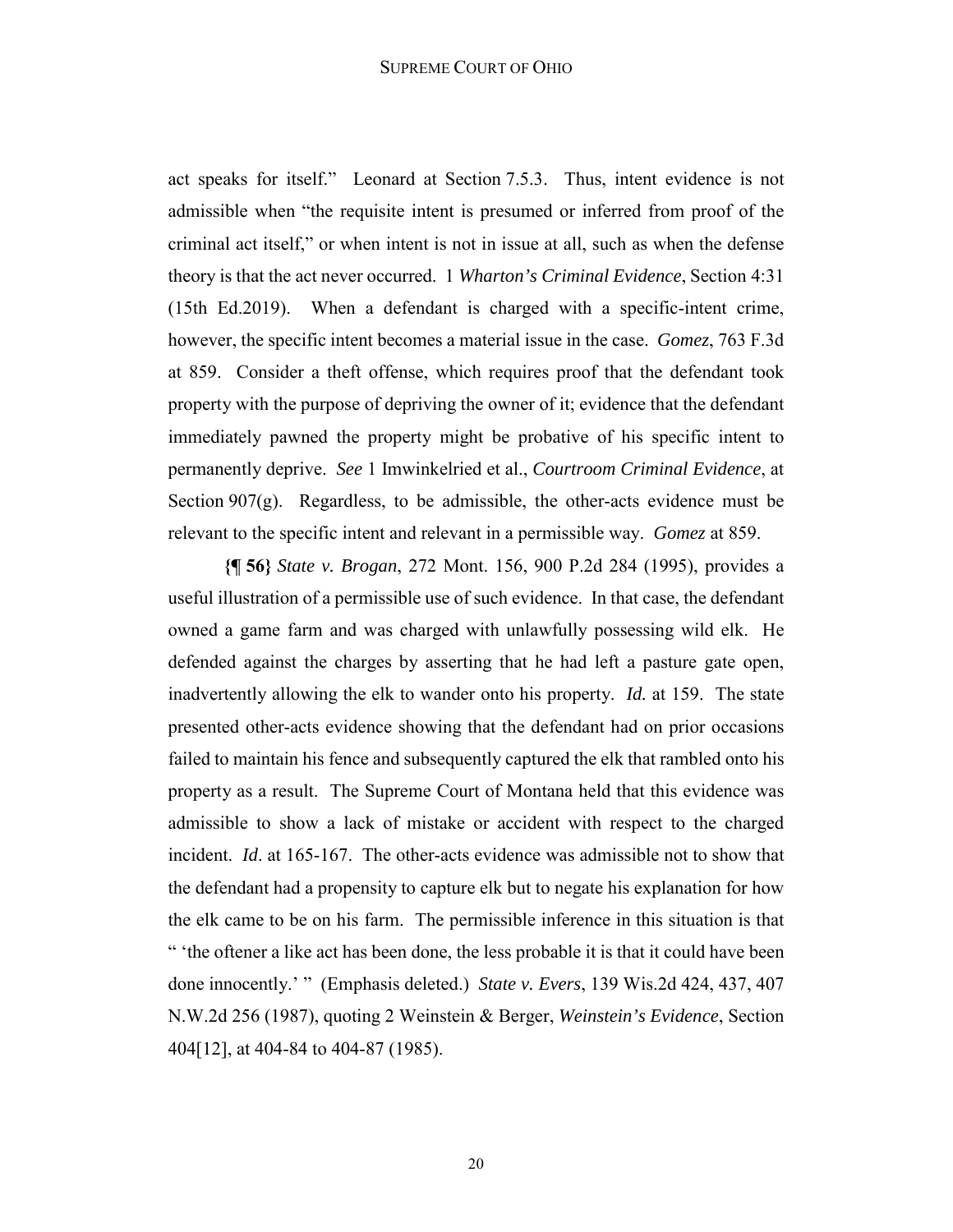act speaks for itself." Leonard at Section 7.5.3. Thus, intent evidence is not admissible when "the requisite intent is presumed or inferred from proof of the criminal act itself," or when intent is not in issue at all, such as when the defense theory is that the act never occurred. 1 *Wharton's Criminal Evidence*, Section 4:31 (15th Ed.2019). When a defendant is charged with a specific-intent crime, however, the specific intent becomes a material issue in the case. *Gomez*, 763 F.3d at 859. Consider a theft offense, which requires proof that the defendant took property with the purpose of depriving the owner of it; evidence that the defendant immediately pawned the property might be probative of his specific intent to permanently deprive. *See* 1 Imwinkelried et al., *Courtroom Criminal Evidence*, at Section 907(g). Regardless, to be admissible, the other-acts evidence must be relevant to the specific intent and relevant in a permissible way. *Gomez* at 859.

**{¶ 56}** *State v. Brogan*, 272 Mont. 156, 900 P.2d 284 (1995), provides a useful illustration of a permissible use of such evidence. In that case, the defendant owned a game farm and was charged with unlawfully possessing wild elk. He defended against the charges by asserting that he had left a pasture gate open, inadvertently allowing the elk to wander onto his property. *Id.* at 159. The state presented other-acts evidence showing that the defendant had on prior occasions failed to maintain his fence and subsequently captured the elk that rambled onto his property as a result. The Supreme Court of Montana held that this evidence was admissible to show a lack of mistake or accident with respect to the charged incident. *Id*. at 165-167. The other-acts evidence was admissible not to show that the defendant had a propensity to capture elk but to negate his explanation for how the elk came to be on his farm. The permissible inference in this situation is that " 'the oftener a like act has been done, the less probable it is that it could have been done innocently.' " (Emphasis deleted.) *State v. Evers*, 139 Wis.2d 424, 437, 407 N.W.2d 256 (1987), quoting 2 Weinstein & Berger, *Weinstein's Evidence*, Section 404[12], at 404-84 to 404-87 (1985).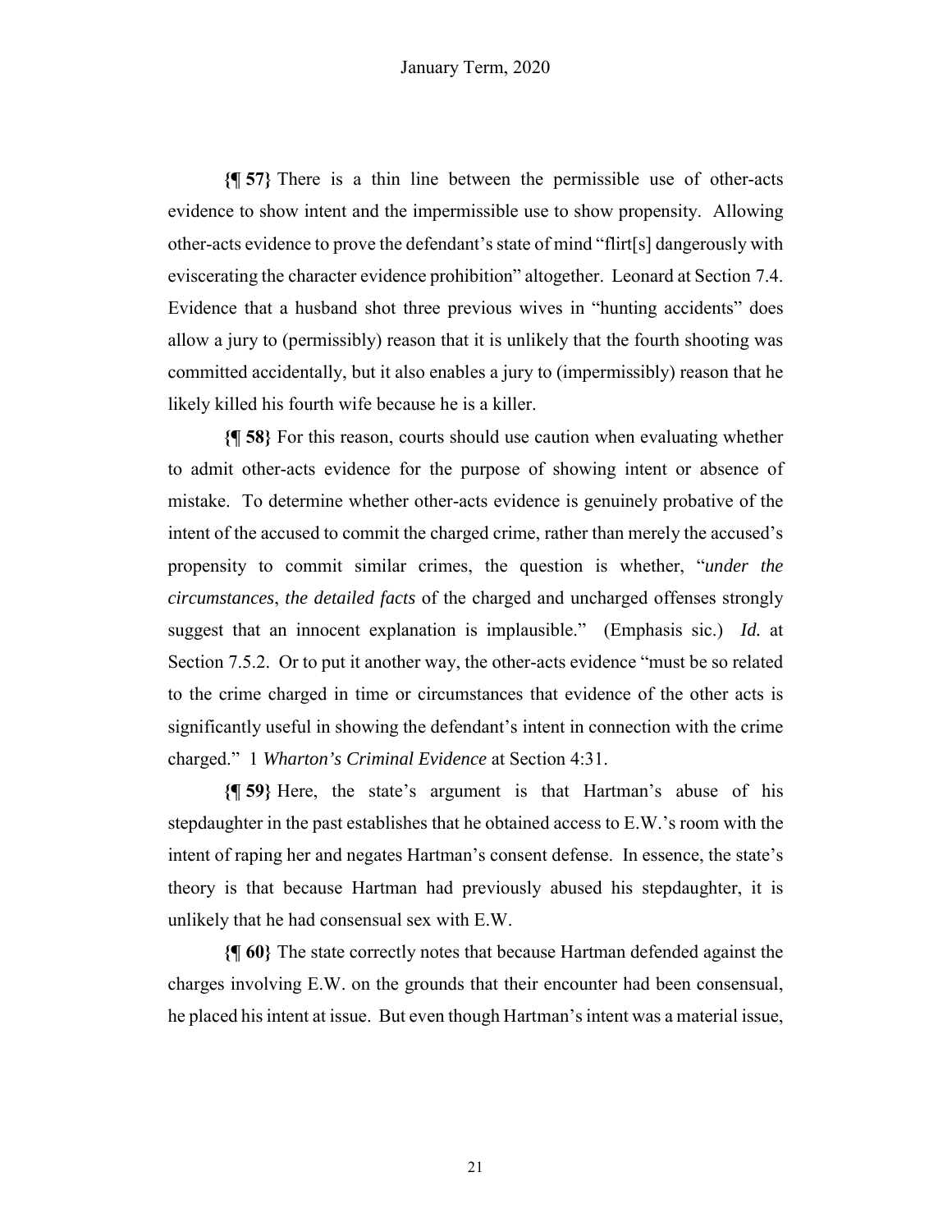**{¶ 57}** There is a thin line between the permissible use of other-acts evidence to show intent and the impermissible use to show propensity. Allowing other-acts evidence to prove the defendant's state of mind "flirt[s] dangerously with eviscerating the character evidence prohibition" altogether. Leonard at Section 7.4. Evidence that a husband shot three previous wives in "hunting accidents" does allow a jury to (permissibly) reason that it is unlikely that the fourth shooting was committed accidentally, but it also enables a jury to (impermissibly) reason that he likely killed his fourth wife because he is a killer.

**{¶ 58}** For this reason, courts should use caution when evaluating whether to admit other-acts evidence for the purpose of showing intent or absence of mistake. To determine whether other-acts evidence is genuinely probative of the intent of the accused to commit the charged crime, rather than merely the accused's propensity to commit similar crimes, the question is whether, "*under the circumstances*, *the detailed facts* of the charged and uncharged offenses strongly suggest that an innocent explanation is implausible." (Emphasis sic.) *Id.* at Section 7.5.2. Or to put it another way, the other-acts evidence "must be so related to the crime charged in time or circumstances that evidence of the other acts is significantly useful in showing the defendant's intent in connection with the crime charged." 1 *Wharton's Criminal Evidence* at Section 4:31.

**{¶ 59}** Here, the state's argument is that Hartman's abuse of his stepdaughter in the past establishes that he obtained access to E.W.'s room with the intent of raping her and negates Hartman's consent defense. In essence, the state's theory is that because Hartman had previously abused his stepdaughter, it is unlikely that he had consensual sex with E.W.

**{¶ 60}** The state correctly notes that because Hartman defended against the charges involving E.W. on the grounds that their encounter had been consensual, he placed his intent at issue. But even though Hartman's intent was a material issue,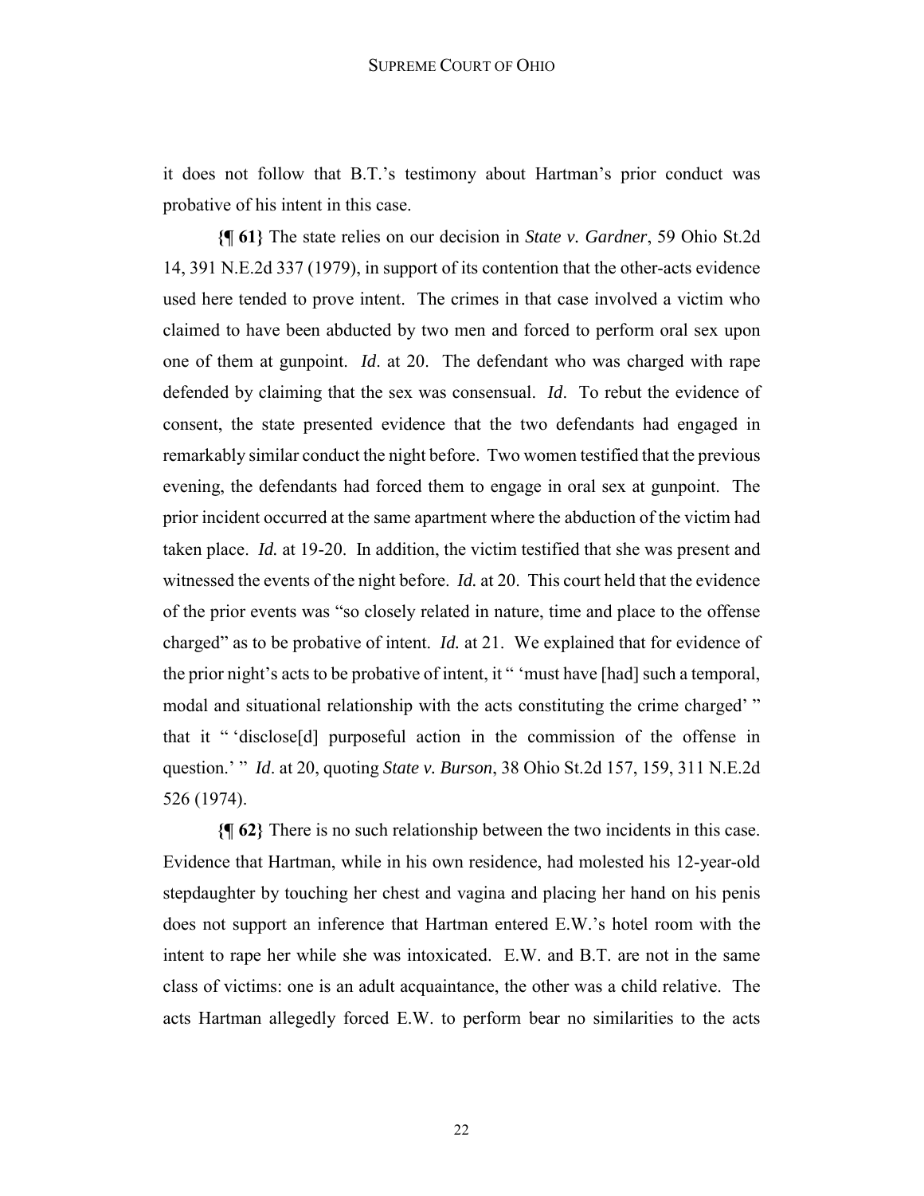it does not follow that B.T.'s testimony about Hartman's prior conduct was probative of his intent in this case.

**{¶ 61}** The state relies on our decision in *State v. Gardner*, 59 Ohio St.2d 14, 391 N.E.2d 337 (1979), in support of its contention that the other-acts evidence used here tended to prove intent. The crimes in that case involved a victim who claimed to have been abducted by two men and forced to perform oral sex upon one of them at gunpoint. *Id*. at 20. The defendant who was charged with rape defended by claiming that the sex was consensual. *Id*. To rebut the evidence of consent, the state presented evidence that the two defendants had engaged in remarkably similar conduct the night before. Two women testified that the previous evening, the defendants had forced them to engage in oral sex at gunpoint. The prior incident occurred at the same apartment where the abduction of the victim had taken place. *Id.* at 19-20. In addition, the victim testified that she was present and witnessed the events of the night before. *Id.* at 20. This court held that the evidence of the prior events was "so closely related in nature, time and place to the offense charged" as to be probative of intent. *Id.* at 21. We explained that for evidence of the prior night's acts to be probative of intent, it " 'must have [had] such a temporal, modal and situational relationship with the acts constituting the crime charged' " that it " 'disclose[d] purposeful action in the commission of the offense in question.' " *Id*. at 20, quoting *State v. Burson*, 38 Ohio St.2d 157, 159, 311 N.E.2d 526 (1974).

**{¶ 62}** There is no such relationship between the two incidents in this case. Evidence that Hartman, while in his own residence, had molested his 12-year-old stepdaughter by touching her chest and vagina and placing her hand on his penis does not support an inference that Hartman entered E.W.'s hotel room with the intent to rape her while she was intoxicated. E.W. and B.T. are not in the same class of victims: one is an adult acquaintance, the other was a child relative. The acts Hartman allegedly forced E.W. to perform bear no similarities to the acts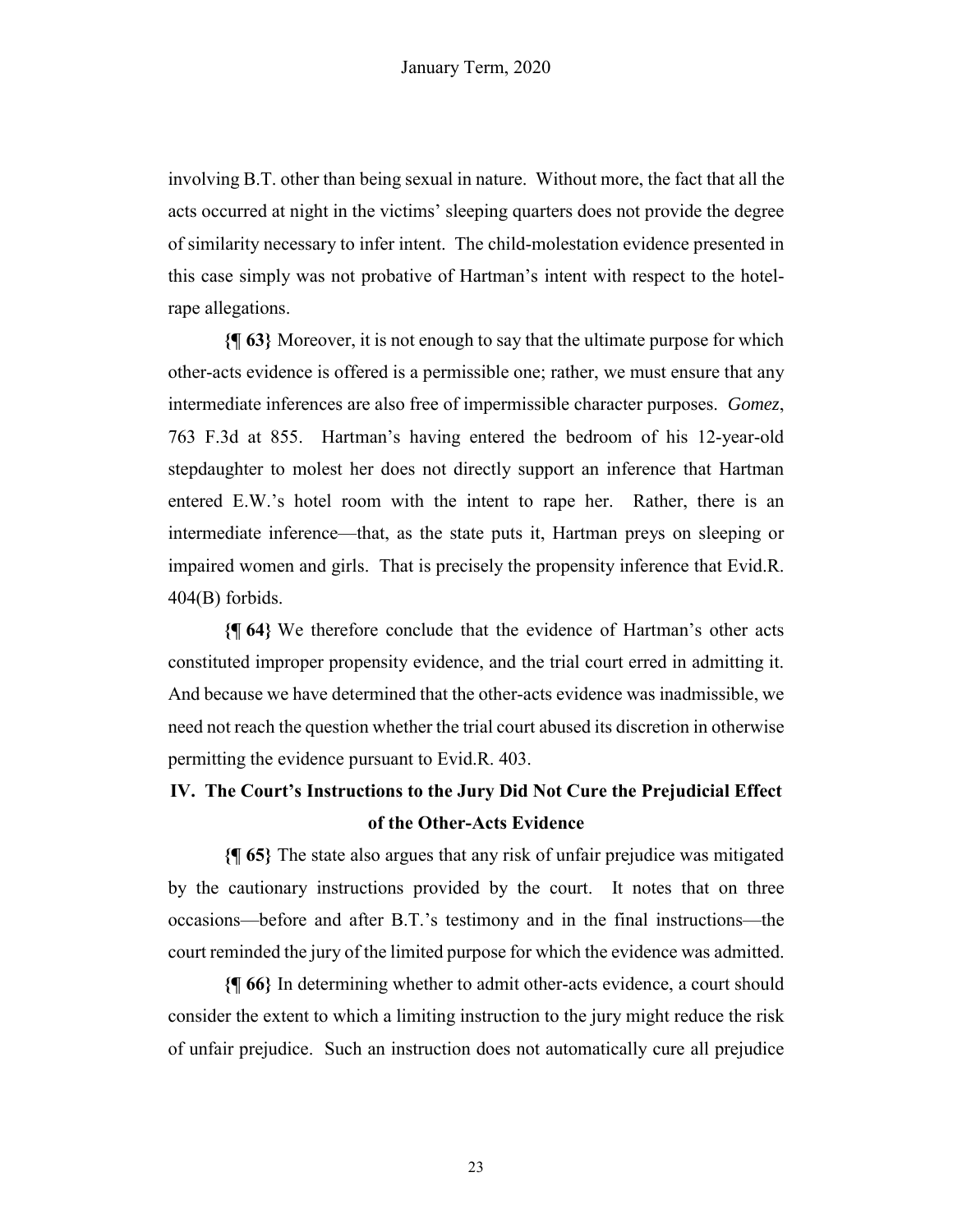involving B.T. other than being sexual in nature. Without more, the fact that all the acts occurred at night in the victims' sleeping quarters does not provide the degree of similarity necessary to infer intent. The child-molestation evidence presented in this case simply was not probative of Hartman's intent with respect to the hotel-rape allegations.

**{¶ 63}** Moreover, it is not enough to say that the ultimate purpose for which other-acts evidence is offered is a permissible one; rather, we must ensure that any intermediate inferences are also free of impermissible character purposes. *Gomez*, 763 F.3d at 855. Hartman's having entered the bedroom of his 12-year-old stepdaughter to molest her does not directly support an inference that Hartman entered E.W.'s hotel room with the intent to rape her. Rather, there is an intermediate inference—that, as the state puts it, Hartman preys on sleeping or impaired women and girls. That is precisely the propensity inference that Evid.R. 404(B) forbids.

**{¶ 64}** We therefore conclude that the evidence of Hartman's other acts constituted improper propensity evidence, and the trial court erred in admitting it. And because we have determined that the other-acts evidence was inadmissible, we need not reach the question whether the trial court abused its discretion in otherwise permitting the evidence pursuant to Evid.R. 403.

## IV. The Court's Instructions to the Jury Did Not Cure the Prejudicial Effect of the Other-Acts Evidence

**{¶ 65}** The state also argues that any risk of unfair prejudice was mitigated by the cautionary instructions provided by the court. It notes that on three occasions—before and after B.T.'s testimony and in the final instructions—the court reminded the jury of the limited purpose for which the evidence was admitted.

**{¶ 66}** In determining whether to admit other-acts evidence, a court should consider the extent to which a limiting instruction to the jury might reduce the risk of unfair prejudice. Such an instruction does not automatically cure all prejudice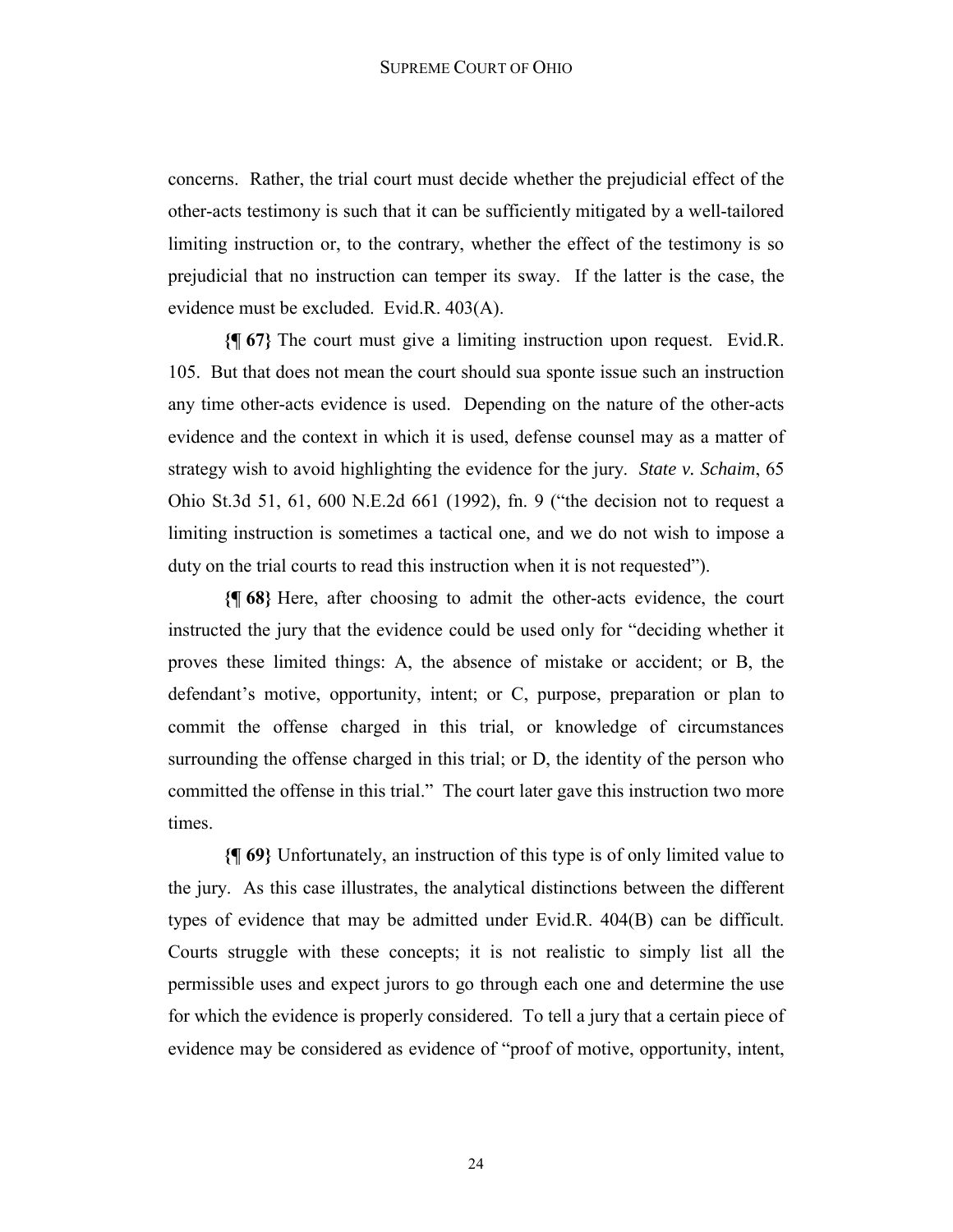concerns. Rather, the trial court must decide whether the prejudicial effect of the other-acts testimony is such that it can be sufficiently mitigated by a well-tailored limiting instruction or, to the contrary, whether the effect of the testimony is so prejudicial that no instruction can temper its sway. If the latter is the case, the evidence must be excluded. Evid.R. 403(A).

**{¶ 67}** The court must give a limiting instruction upon request. Evid.R. 105. But that does not mean the court should sua sponte issue such an instruction any time other-acts evidence is used. Depending on the nature of the other-acts evidence and the context in which it is used, defense counsel may as a matter of strategy wish to avoid highlighting the evidence for the jury. *State v. Schaim*, 65 Ohio St.3d 51, 61, 600 N.E.2d 661 (1992), fn. 9 ("the decision not to request a limiting instruction is sometimes a tactical one, and we do not wish to impose a duty on the trial courts to read this instruction when it is not requested").

**{¶ 68}** Here, after choosing to admit the other-acts evidence, the court instructed the jury that the evidence could be used only for "deciding whether it proves these limited things: A, the absence of mistake or accident; or B, the defendant's motive, opportunity, intent; or C, purpose, preparation or plan to commit the offense charged in this trial, or knowledge of circumstances surrounding the offense charged in this trial; or D, the identity of the person who committed the offense in this trial." The court later gave this instruction two more times.

**{¶ 69}** Unfortunately, an instruction of this type is of only limited value to the jury. As this case illustrates, the analytical distinctions between the different types of evidence that may be admitted under Evid.R. 404(B) can be difficult. Courts struggle with these concepts; it is not realistic to simply list all the permissible uses and expect jurors to go through each one and determine the use for which the evidence is properly considered. To tell a jury that a certain piece of evidence may be considered as evidence of "proof of motive, opportunity, intent,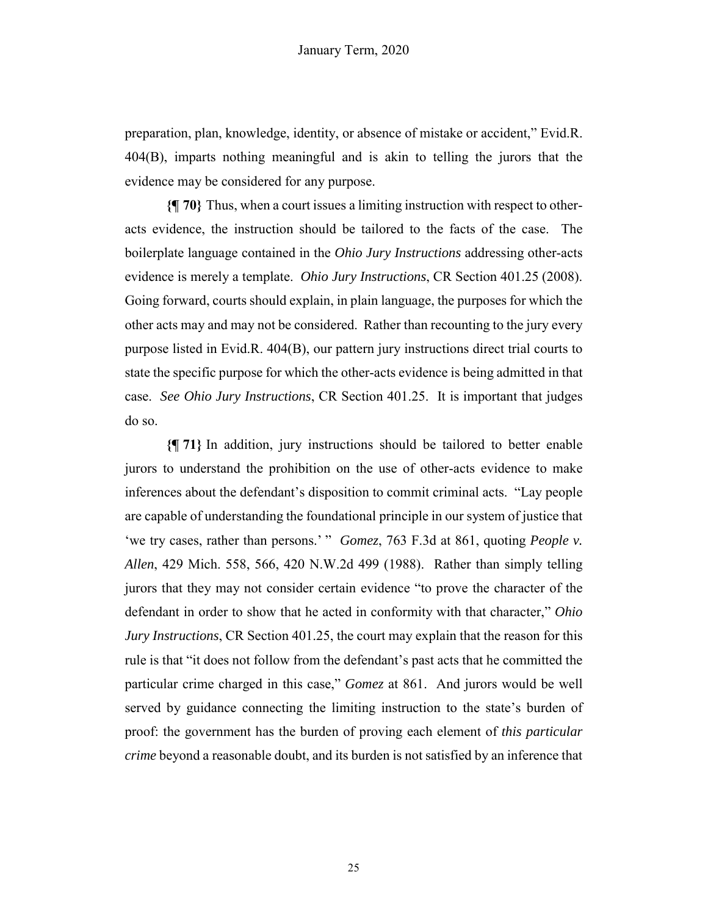preparation, plan, knowledge, identity, or absence of mistake or accident," Evid.R. 404(B), imparts nothing meaningful and is akin to telling the jurors that the evidence may be considered for any purpose.

**{¶ 70}** Thus, when a court issues a limiting instruction with respect to other-acts evidence, the instruction should be tailored to the facts of the case. The boilerplate language contained in the *Ohio Jury Instructions* addressing other-acts evidence is merely a template. *Ohio Jury Instructions*, CR Section 401.25 (2008). Going forward, courts should explain, in plain language, the purposes for which the other acts may and may not be considered. Rather than recounting to the jury every purpose listed in Evid.R. 404(B), our pattern jury instructions direct trial courts to state the specific purpose for which the other-acts evidence is being admitted in that case. *See Ohio Jury Instructions*, CR Section 401.25. It is important that judges do so.

**{¶ 71}** In addition, jury instructions should be tailored to better enable jurors to understand the prohibition on the use of other-acts evidence to make inferences about the defendant's disposition to commit criminal acts. "Lay people are capable of understanding the foundational principle in our system of justice that 'we try cases, rather than persons.' " *Gomez*, 763 F.3d at 861, quoting *People v. Allen*, 429 Mich. 558, 566, 420 N.W.2d 499 (1988). Rather than simply telling jurors that they may not consider certain evidence "to prove the character of the defendant in order to show that he acted in conformity with that character," *Ohio Jury Instructions*, CR Section 401.25, the court may explain that the reason for this rule is that "it does not follow from the defendant's past acts that he committed the particular crime charged in this case," *Gomez* at 861. And jurors would be well served by guidance connecting the limiting instruction to the state's burden of proof: the government has the burden of proving each element of *this particular crime* beyond a reasonable doubt, and its burden is not satisfied by an inference that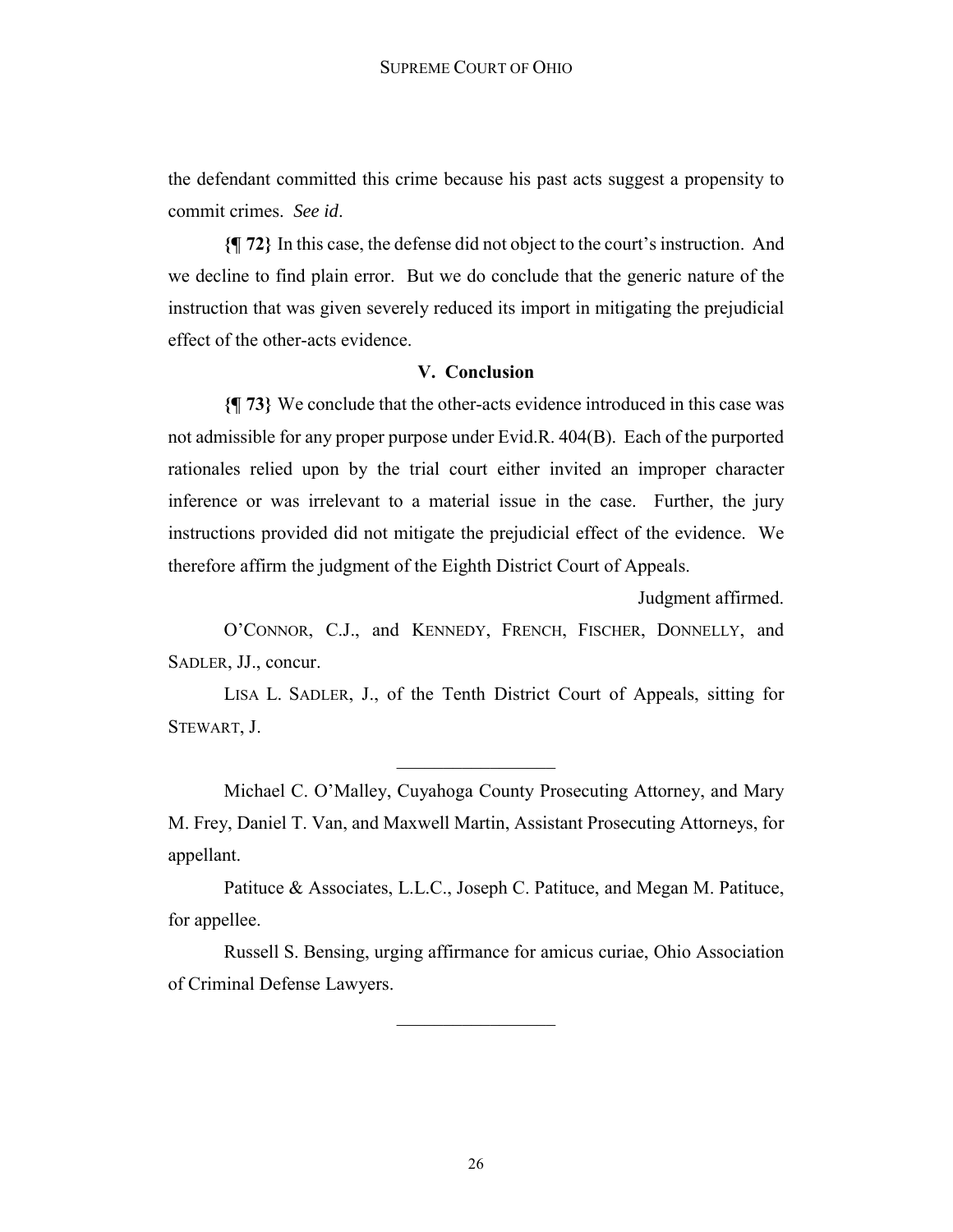the defendant committed this crime because his past acts suggest a propensity to commit crimes. *See id*.

**{¶ 72}** In this case, the defense did not object to the court's instruction. And we decline to find plain error. But we do conclude that the generic nature of the instruction that was given severely reduced its import in mitigating the prejudicial effect of the other-acts evidence.

## V. Conclusion

**{¶ 73}** We conclude that the other-acts evidence introduced in this case was not admissible for any proper purpose under Evid.R. 404(B). Each of the purported rationales relied upon by the trial court either invited an improper character inference or was irrelevant to a material issue in the case. Further, the jury instructions provided did not mitigate the prejudicial effect of the evidence. We therefore affirm the judgment of the Eighth District Court of Appeals.

Judgment affirmed.

O'CONNOR, C.J., and KENNEDY, FRENCH, FISCHER, DONNELLY, and SADLER, JJ., concur.

LISA L. SADLER, J., of the Tenth District Court of Appeals, sitting for STEWART, J.

---

Michael C. O'Malley, Cuyahoga County Prosecuting Attorney, and Mary M. Frey, Daniel T. Van, and Maxwell Martin, Assistant Prosecuting Attorneys, for appellant.

Patituce & Associates, L.L.C., Joseph C. Patituce, and Megan M. Patituce, for appellee.

Russell S. Bensing, urging affirmance for amicus curiae, Ohio Association of Criminal Defense Lawyers.

---